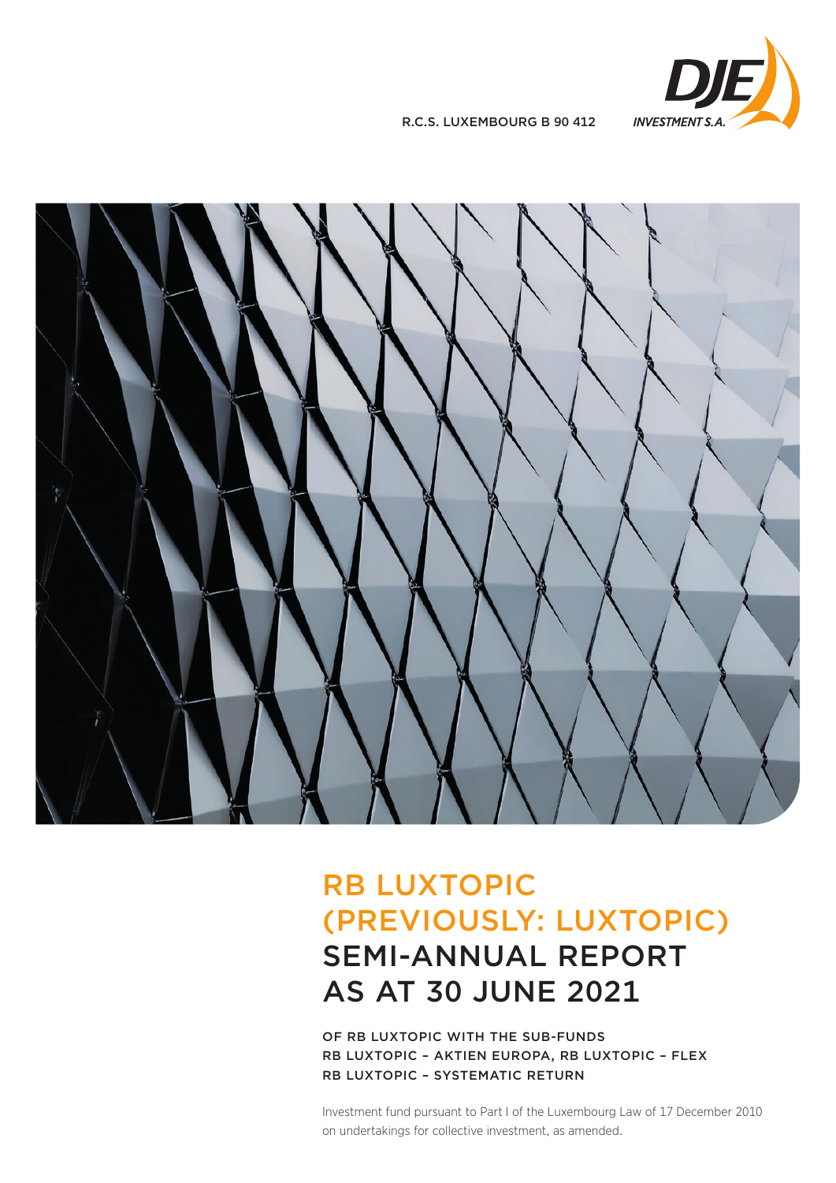R.C.S. LUXEMBOURG B 90 412

DJE INVESTMENT S.A.

# RB LUXTOPIC (PREVIOUSLY: LUXTOPIC)

# SEMI-ANNUAL REPORT AS AT 30 JUNE 2021

OF RB LUXTOPIC WITH THE SUB-FUNDS
RB LUXTOPIC – AKTIEN EUROPA, RB LUXTOPIC – FLEX
RB LUXTOPIC – SYSTEMATIC RETURN

Investment fund pursuant to Part I of the Luxembourg Law of 17 December 2010 on undertakings for collective investment, as amended.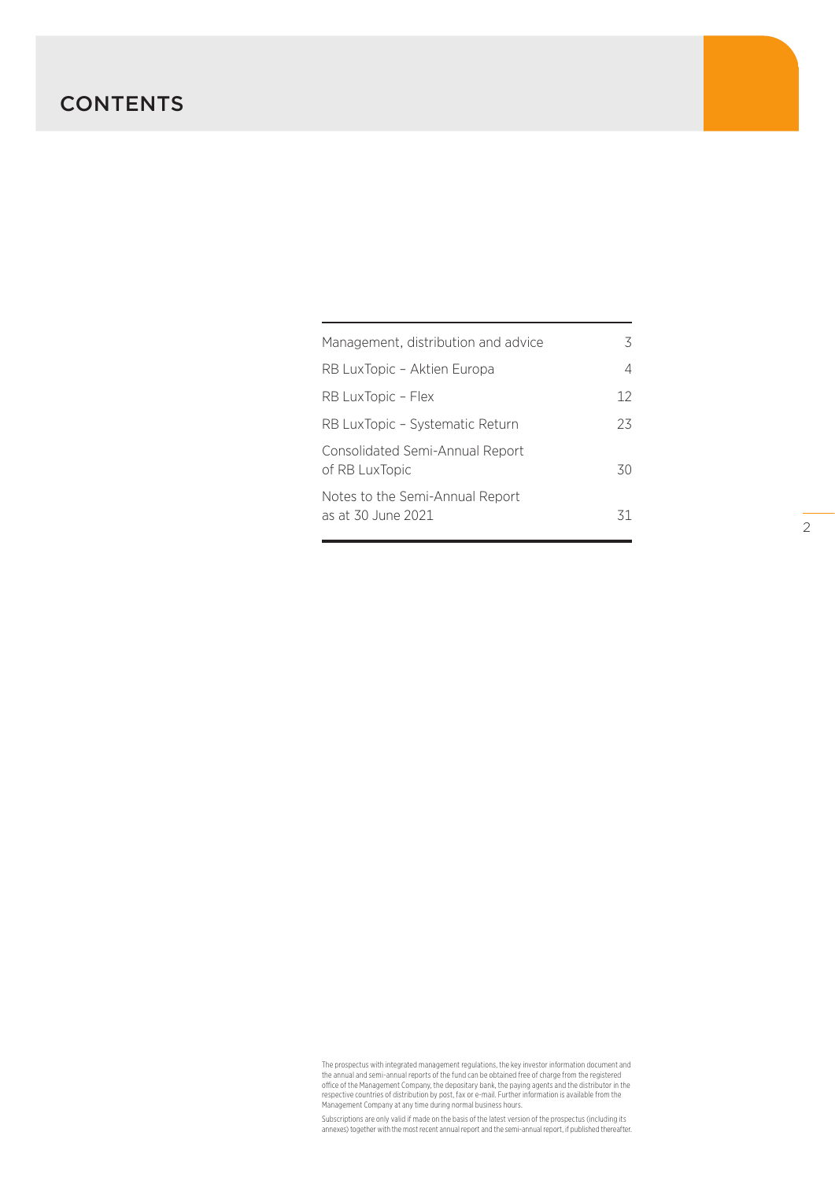# CONTENTS

| | |
|---|---|
| Management, distribution and advice | 3 |
| RB LuxTopic – Aktien Europa | 4 |
| RB LuxTopic – Flex | 12 |
| RB LuxTopic – Systematic Return | 23 |
| Consolidated Semi-Annual Report of RB LuxTopic | 30 |
| Notes to the Semi-Annual Report as at 30 June 2021 | 31 |

The prospectus with integrated management regulations, the key investor information document and the annual and semi-annual reports of the fund can be obtained free of charge from the registered office of the Management Company, the depositary bank, the paying agents and the distributor in the respective countries of distribution by post, fax or e-mail. Further information is available from the Management Company at any time during normal business hours.

Subscriptions are only valid if made on the basis of the latest version of the prospectus (including its annexes) together with the most recent annual report and the semi-annual report, if published thereafter.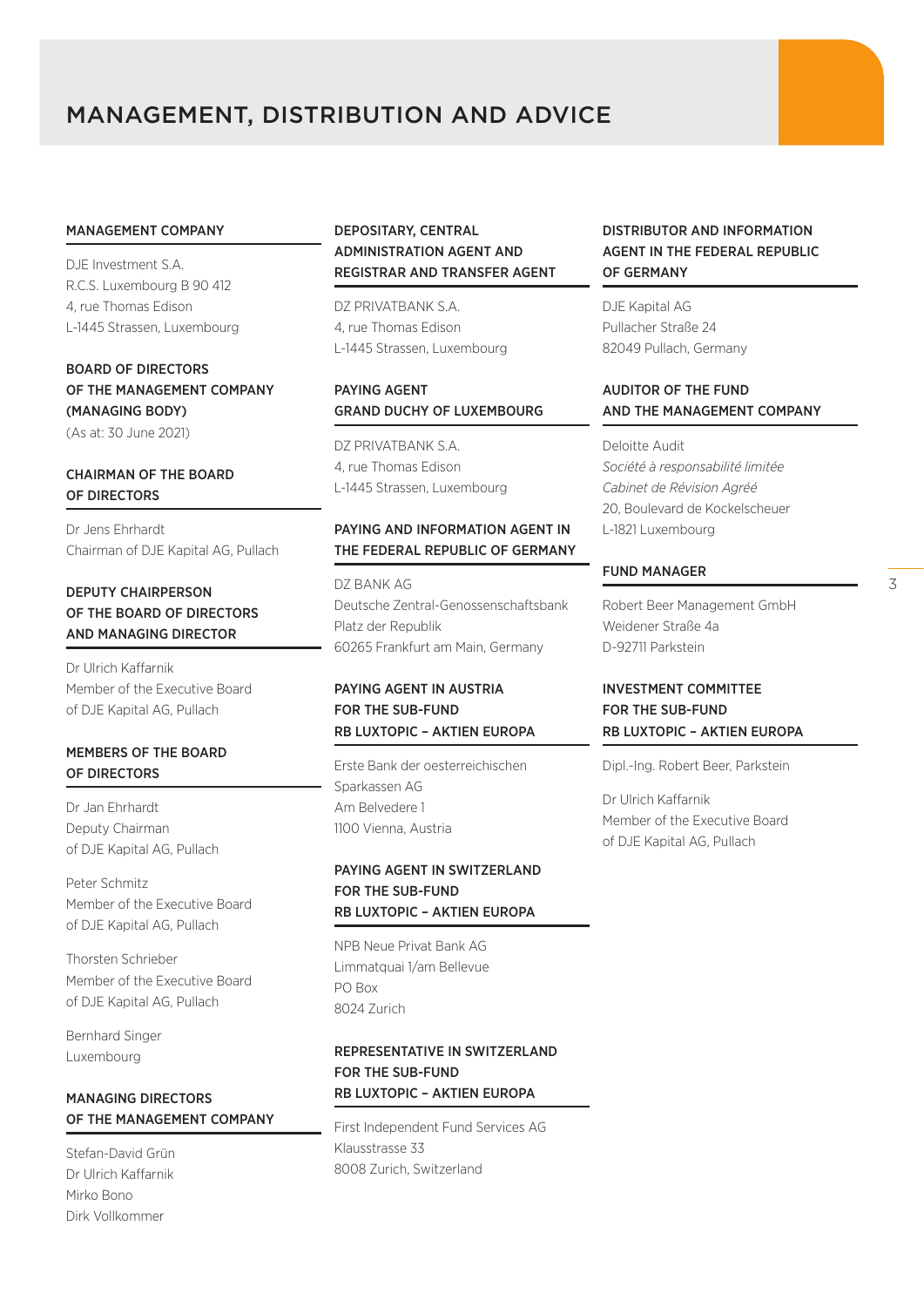# MANAGEMENT, DISTRIBUTION AND ADVICE

### MANAGEMENT COMPANY

DJE Investment S.A.
R.C.S. Luxembourg B 90 412
4, rue Thomas Edison
L-1445 Strassen, Luxembourg

### BOARD OF DIRECTORS OF THE MANAGEMENT COMPANY (MANAGING BODY)

(As at: 30 June 2021)

### CHAIRMAN OF THE BOARD OF DIRECTORS

Dr Jens Ehrhardt
Chairman of DJE Kapital AG, Pullach

### DEPUTY CHAIRPERSON OF THE BOARD OF DIRECTORS AND MANAGING DIRECTOR

Dr Ulrich Kaffarnik
Member of the Executive Board of DJE Kapital AG, Pullach

### MEMBERS OF THE BOARD OF DIRECTORS

Dr Jan Ehrhardt
Deputy Chairman of DJE Kapital AG, Pullach

Peter Schmitz
Member of the Executive Board of DJE Kapital AG, Pullach

Thorsten Schrieber
Member of the Executive Board of DJE Kapital AG, Pullach

Bernhard Singer
Luxembourg

### MANAGING DIRECTORS OF THE MANAGEMENT COMPANY

Stefan-David Grün
Dr Ulrich Kaffarnik
Mirko Bono
Dirk Vollkommer

### DEPOSITARY, CENTRAL ADMINISTRATION AGENT AND REGISTRAR AND TRANSFER AGENT

DZ PRIVATBANK S.A.
4, rue Thomas Edison
L-1445 Strassen, Luxembourg

### PAYING AGENT GRAND DUCHY OF LUXEMBOURG

DZ PRIVATBANK S.A.
4, rue Thomas Edison
L-1445 Strassen, Luxembourg

### PAYING AND INFORMATION AGENT IN THE FEDERAL REPUBLIC OF GERMANY

DZ BANK AG
Deutsche Zentral-Genossenschaftsbank
Platz der Republik
60265 Frankfurt am Main, Germany

### PAYING AGENT IN AUSTRIA FOR THE SUB-FUND RB LUXTOPIC – AKTIEN EUROPA

Erste Bank der oesterreichischen Sparkassen AG
Am Belvedere 1
1100 Vienna, Austria

### PAYING AGENT IN SWITZERLAND FOR THE SUB-FUND RB LUXTOPIC – AKTIEN EUROPA

NPB Neue Privat Bank AG
Limmatquai 1/am Bellevue
PO Box
8024 Zurich

### REPRESENTATIVE IN SWITZERLAND FOR THE SUB-FUND RB LUXTOPIC – AKTIEN EUROPA

First Independent Fund Services AG
Klausstrasse 33
8008 Zurich, Switzerland

### DISTRIBUTOR AND INFORMATION AGENT IN THE FEDERAL REPUBLIC OF GERMANY

DJE Kapital AG
Pullacher Straße 24
82049 Pullach, Germany

### AUDITOR OF THE FUND AND THE MANAGEMENT COMPANY

Deloitte Audit
*Société à responsabilité limitée*
*Cabinet de Révision Agréé*
20, Boulevard de Kockelscheuer
L-1821 Luxembourg

### FUND MANAGER

Robert Beer Management GmbH
Weidener Straße 4a
D-92711 Parkstein

### INVESTMENT COMMITTEE FOR THE SUB-FUND RB LUXTOPIC – AKTIEN EUROPA

Dipl.-Ing. Robert Beer, Parkstein

Dr Ulrich Kaffarnik
Member of the Executive Board of DJE Kapital AG, Pullach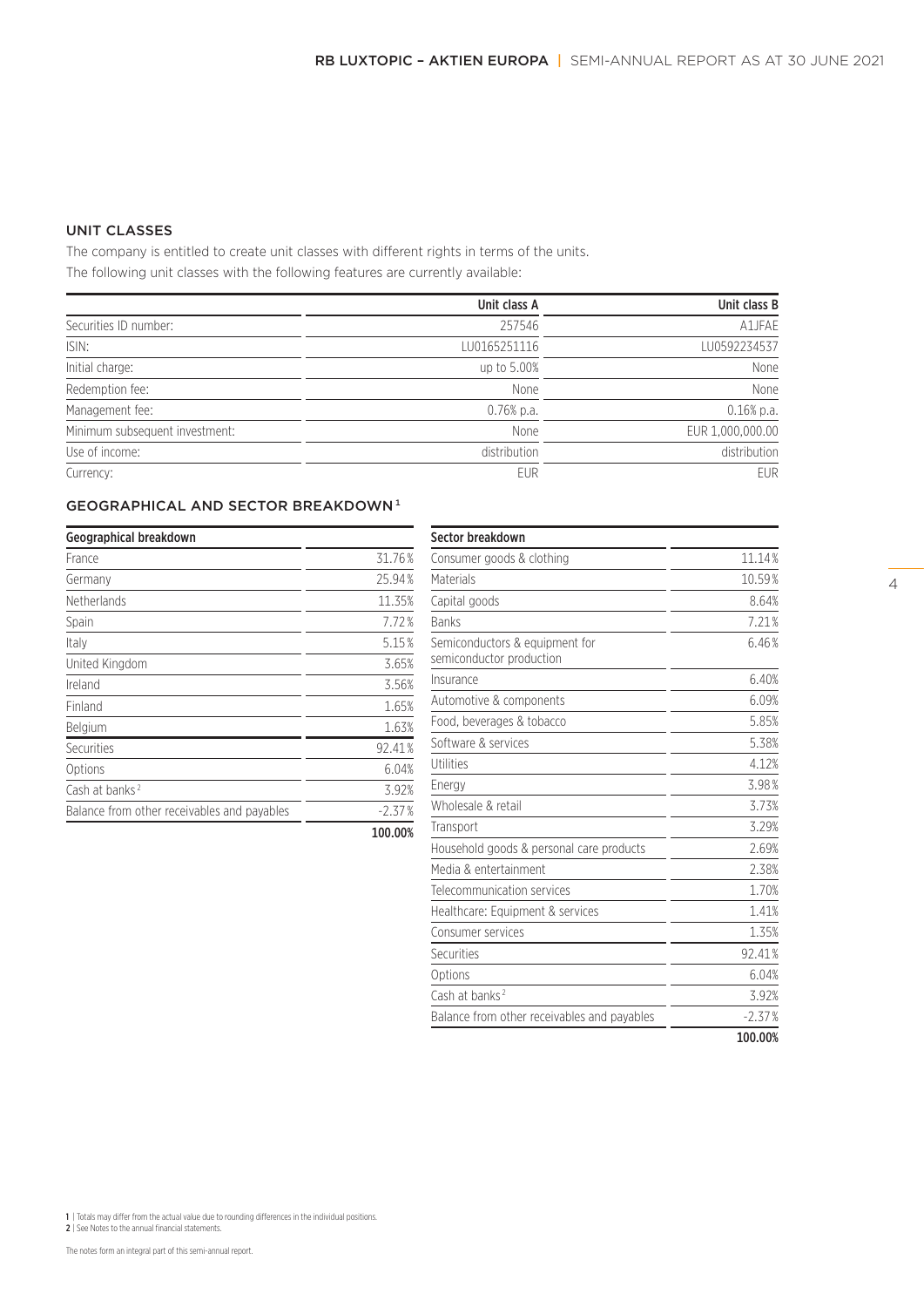## UNIT CLASSES

The company is entitled to create unit classes with different rights in terms of the units.

The following unit classes with the following features are currently available:

| | Unit class A | Unit class B |
|---|---|---|
| Securities ID number: | 257546 | A1JFAE |
| ISIN: | LU0165251116 | LU0592234537 |
| Initial charge: | up to 5.00% | None |
| Redemption fee: | None | None |
| Management fee: | 0.76% p.a. | 0.16% p.a. |
| Minimum subsequent investment: | None | EUR 1,000,000.00 |
| Use of income: | distribution | distribution |
| Currency: | EUR | EUR |

## GEOGRAPHICAL AND SECTOR BREAKDOWN[1]

| Geographical breakdown | |
|---|---|
| France | 31.76% |
| Germany | 25.94% |
| Netherlands | 11.35% |
| Spain | 7.72% |
| Italy | 5.15% |
| United Kingdom | 3.65% |
| Ireland | 3.56% |
| Finland | 1.65% |
| Belgium | 1.63% |
| Securities | 92.41% |
| Options | 6.04% |
| Cash at banks[2] | 3.92% |
| Balance from other receivables and payables | -2.37% |
| | **100.00%** |

| Sector breakdown | |
|---|---|
| Consumer goods & clothing | 11.14% |
| Materials | 10.59% |
| Capital goods | 8.64% |
| Banks | 7.21% |
| Semiconductors & equipment for semiconductor production | 6.46% |
| Insurance | 6.40% |
| Automotive & components | 6.09% |
| Food, beverages & tobacco | 5.85% |
| Software & services | 5.38% |
| Utilities | 4.12% |
| Energy | 3.98% |
| Wholesale & retail | 3.73% |
| Transport | 3.29% |
| Household goods & personal care products | 2.69% |
| Media & entertainment | 2.38% |
| Telecommunication services | 1.70% |
| Healthcare: Equipment & services | 1.41% |
| Consumer services | 1.35% |
| Securities | 92.41% |
| Options | 6.04% |
| Cash at banks[2] | 3.92% |
| Balance from other receivables and payables | -2.37% |
| | **100.00%** |

1 | Totals may differ from the actual value due to rounding differences in the individual positions.
2 | See Notes to the annual financial statements.

The notes form an integral part of this semi-annual report.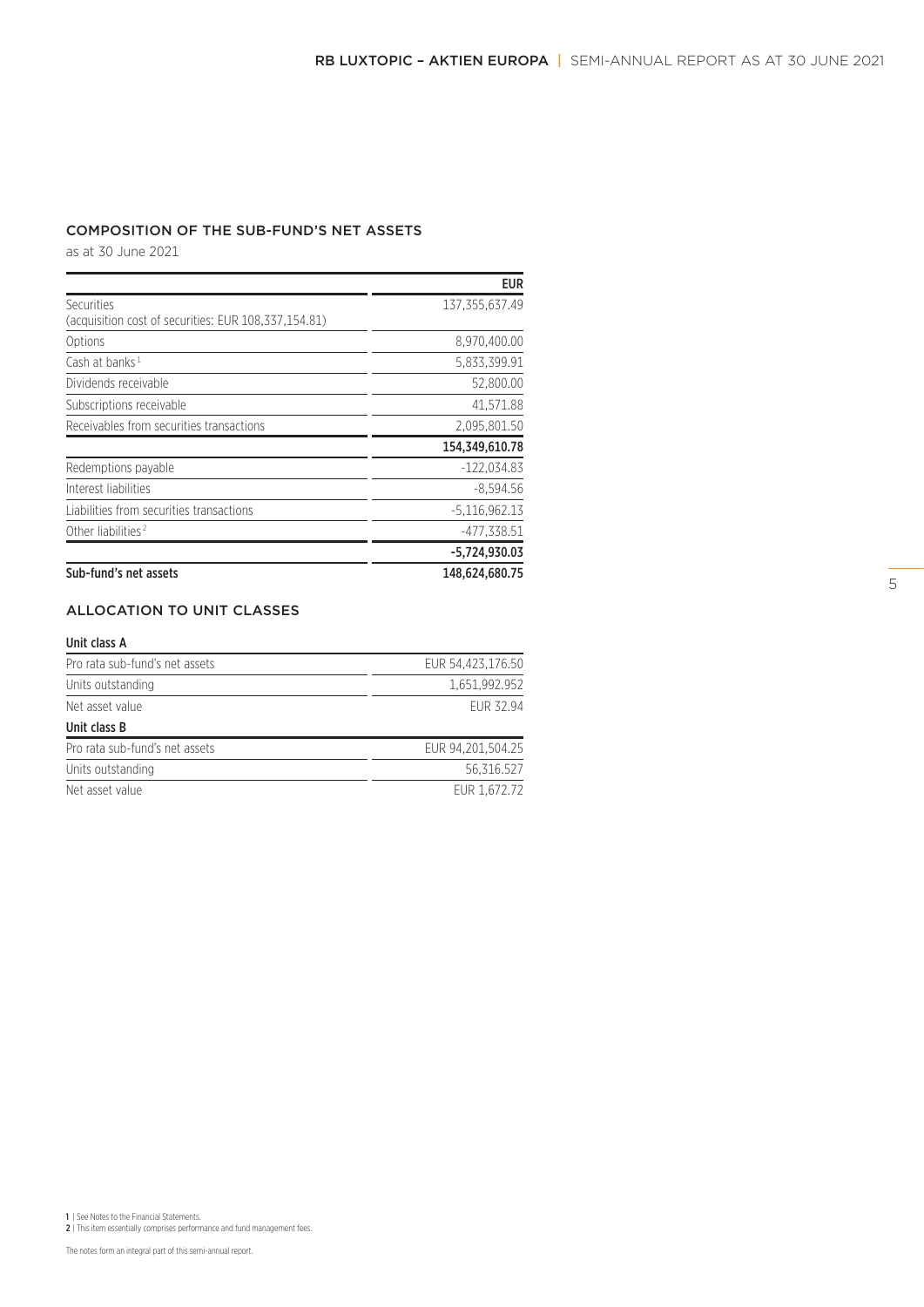## COMPOSITION OF THE SUB-FUND'S NET ASSETS

as at 30 June 2021

| | EUR |
|---|---|
| Securities<br>(acquisition cost of securities: EUR 108,337,154.81) | 137,355,637.49 |
| Options | 8,970,400.00 |
| Cash at banks[1] | 5,833,399.91 |
| Dividends receivable | 52,800.00 |
| Subscriptions receivable | 41,571.88 |
| Receivables from securities transactions | 2,095,801.50 |
| | **154,349,610.78** |
| Redemptions payable | -122,034.83 |
| Interest liabilities | -8,594.56 |
| Liabilities from securities transactions | -5,116,962.13 |
| Other liabilities[2] | -477,338.51 |
| | **-5,724,930.03** |
| **Sub-fund's net assets** | **148,624,680.75** |

## ALLOCATION TO UNIT CLASSES

| **Unit class A** | |
|---|---|
| Pro rata sub-fund's net assets | EUR 54,423,176.50 |
| Units outstanding | 1,651,992.952 |
| Net asset value | EUR 32.94 |
| **Unit class B** | |
| Pro rata sub-fund's net assets | EUR 94,201,504.25 |
| Units outstanding | 56,316.527 |
| Net asset value | EUR 1,672.72 |

1 | See Notes to the Financial Statements.
2 | This item essentially comprises performance and fund management fees.

The notes form an integral part of this semi-annual report.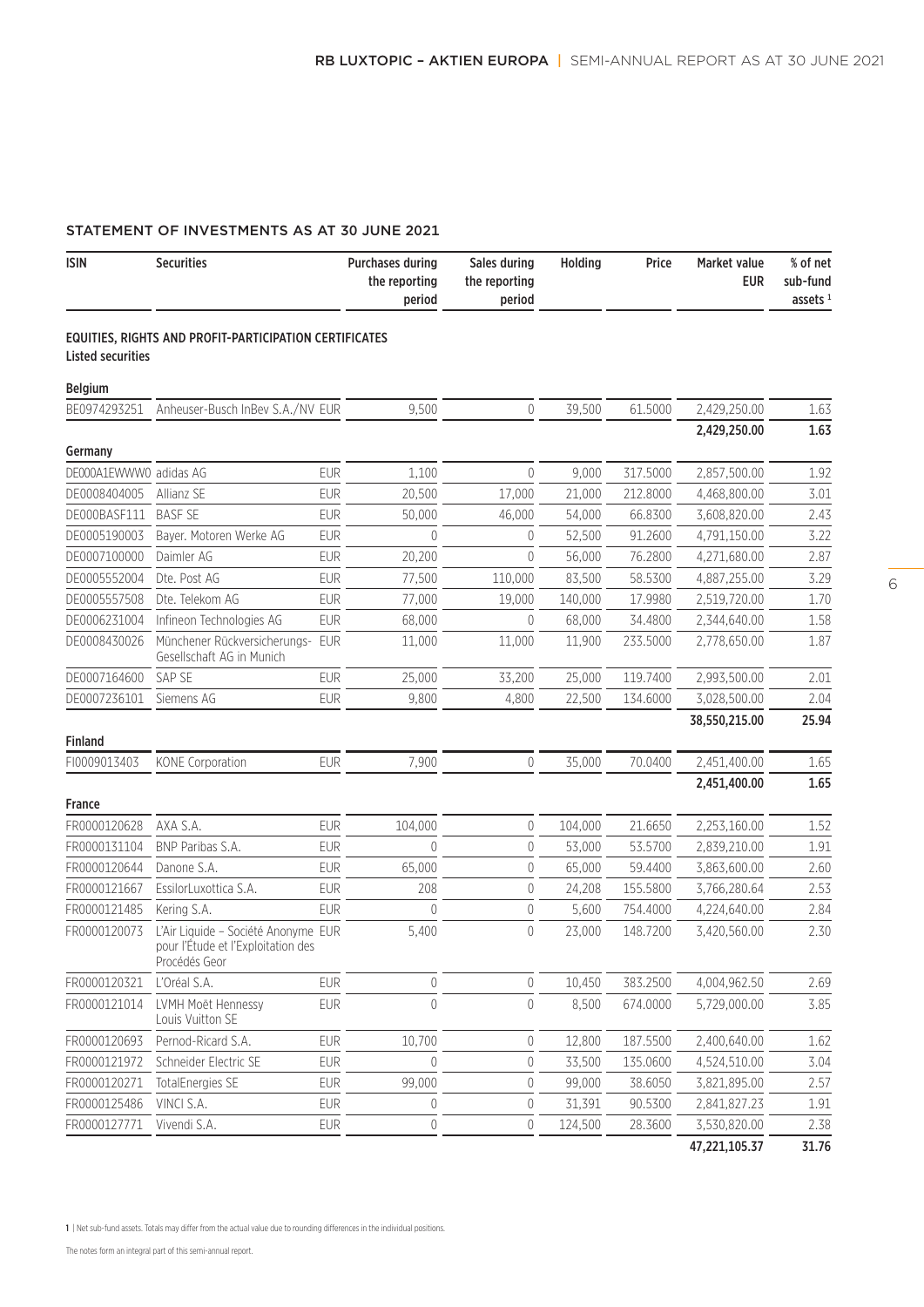## STATEMENT OF INVESTMENTS AS AT 30 JUNE 2021

| ISIN | Securities | | Purchases during the reporting period | Sales during the reporting period | Holding | Price | Market value EUR | % of net sub-fund assets [1] |
|---|---|---|---|---|---|---|---|---|
| **EQUITIES, RIGHTS AND PROFIT-PARTICIPATION CERTIFICATES** | | | | | | | | |
| **Listed securities** | | | | | | | | |
| **Belgium** | | | | | | | | |
| BE0974293251 | Anheuser-Busch InBev S.A./NV | EUR | 9,500 | 0 | 39,500 | 61.5000 | 2,429,250.00 | 1.63 |
| | | | | | | | **2,429,250.00** | **1.63** |
| **Germany** | | | | | | | | |
| DE000A1EWWW0 | adidas AG | EUR | 1,100 | 0 | 9,000 | 317.5000 | 2,857,500.00 | 1.92 |
| DE0008404005 | Allianz SE | EUR | 20,500 | 17,000 | 21,000 | 212.8000 | 4,468,800.00 | 3.01 |
| DE000BASF111 | BASF SE | EUR | 50,000 | 46,000 | 54,000 | 66.8300 | 3,608,820.00 | 2.43 |
| DE0005190003 | Bayer. Motoren Werke AG | EUR | 0 | 0 | 52,500 | 91.2600 | 4,791,150.00 | 3.22 |
| DE0007100000 | Daimler AG | EUR | 20,200 | 0 | 56,000 | 76.2800 | 4,271,680.00 | 2.87 |
| DE0005552004 | Dte. Post AG | EUR | 77,500 | 110,000 | 83,500 | 58.5300 | 4,887,255.00 | 3.29 |
| DE0005557508 | Dte. Telekom AG | EUR | 77,000 | 19,000 | 140,000 | 17.9980 | 2,519,720.00 | 1.70 |
| DE0006231004 | Infineon Technologies AG | EUR | 68,000 | 0 | 68,000 | 34.4800 | 2,344,640.00 | 1.58 |
| DE0008430026 | Münchener Rückversicherungs-Gesellschaft AG in Munich | EUR | 11,000 | 11,000 | 11,900 | 233.5000 | 2,778,650.00 | 1.87 |
| DE0007164600 | SAP SE | EUR | 25,000 | 33,200 | 25,000 | 119.7400 | 2,993,500.00 | 2.01 |
| DE0007236101 | Siemens AG | EUR | 9,800 | 4,800 | 22,500 | 134.6000 | 3,028,500.00 | 2.04 |
| | | | | | | | **38,550,215.00** | **25.94** |
| **Finland** | | | | | | | | |
| FI0009013403 | KONE Corporation | EUR | 7,900 | 0 | 35,000 | 70.0400 | 2,451,400.00 | 1.65 |
| | | | | | | | **2,451,400.00** | **1.65** |
| **France** | | | | | | | | |
| FR0000120628 | AXA S.A. | EUR | 104,000 | 0 | 104,000 | 21.6650 | 2,253,160.00 | 1.52 |
| FR0000131104 | BNP Paribas S.A. | EUR | 0 | 0 | 53,000 | 53.5700 | 2,839,210.00 | 1.91 |
| FR0000120644 | Danone S.A. | EUR | 65,000 | 0 | 65,000 | 59.4400 | 3,863,600.00 | 2.60 |
| FR0000121667 | EssilorLuxottica S.A. | EUR | 208 | 0 | 24,208 | 155.5800 | 3,766,280.64 | 2.53 |
| FR0000121485 | Kering S.A. | EUR | 0 | 0 | 5,600 | 754.4000 | 4,224,640.00 | 2.84 |
| FR0000120073 | L'Air Liquide – Société Anonyme pour l'Étude et l'Exploitation des Procédés Geor | EUR | 5,400 | 0 | 23,000 | 148.7200 | 3,420,560.00 | 2.30 |
| FR0000120321 | L'Oréal S.A. | EUR | 0 | 0 | 10,450 | 383.2500 | 4,004,962.50 | 2.69 |
| FR0000121014 | LVMH Moët Hennessy Louis Vuitton SE | EUR | 0 | 0 | 8,500 | 674.0000 | 5,729,000.00 | 3.85 |
| FR0000120693 | Pernod-Ricard S.A. | EUR | 10,700 | 0 | 12,800 | 187.5500 | 2,400,640.00 | 1.62 |
| FR0000121972 | Schneider Electric SE | EUR | 0 | 0 | 33,500 | 135.0600 | 4,524,510.00 | 3.04 |
| FR0000120271 | TotalEnergies SE | EUR | 99,000 | 0 | 99,000 | 38.6050 | 3,821,895.00 | 2.57 |
| FR0000125486 | VINCI S.A. | EUR | 0 | 0 | 31,391 | 90.5300 | 2,841,827.23 | 1.91 |
| FR0000127771 | Vivendi S.A. | EUR | 0 | 0 | 124,500 | 28.3600 | 3,530,820.00 | 2.38 |
| | | | | | | | **47,221,105.37** | **31.76** |

1 | Net sub-fund assets. Totals may differ from the actual value due to rounding differences in the individual positions.

The notes form an integral part of this semi-annual report.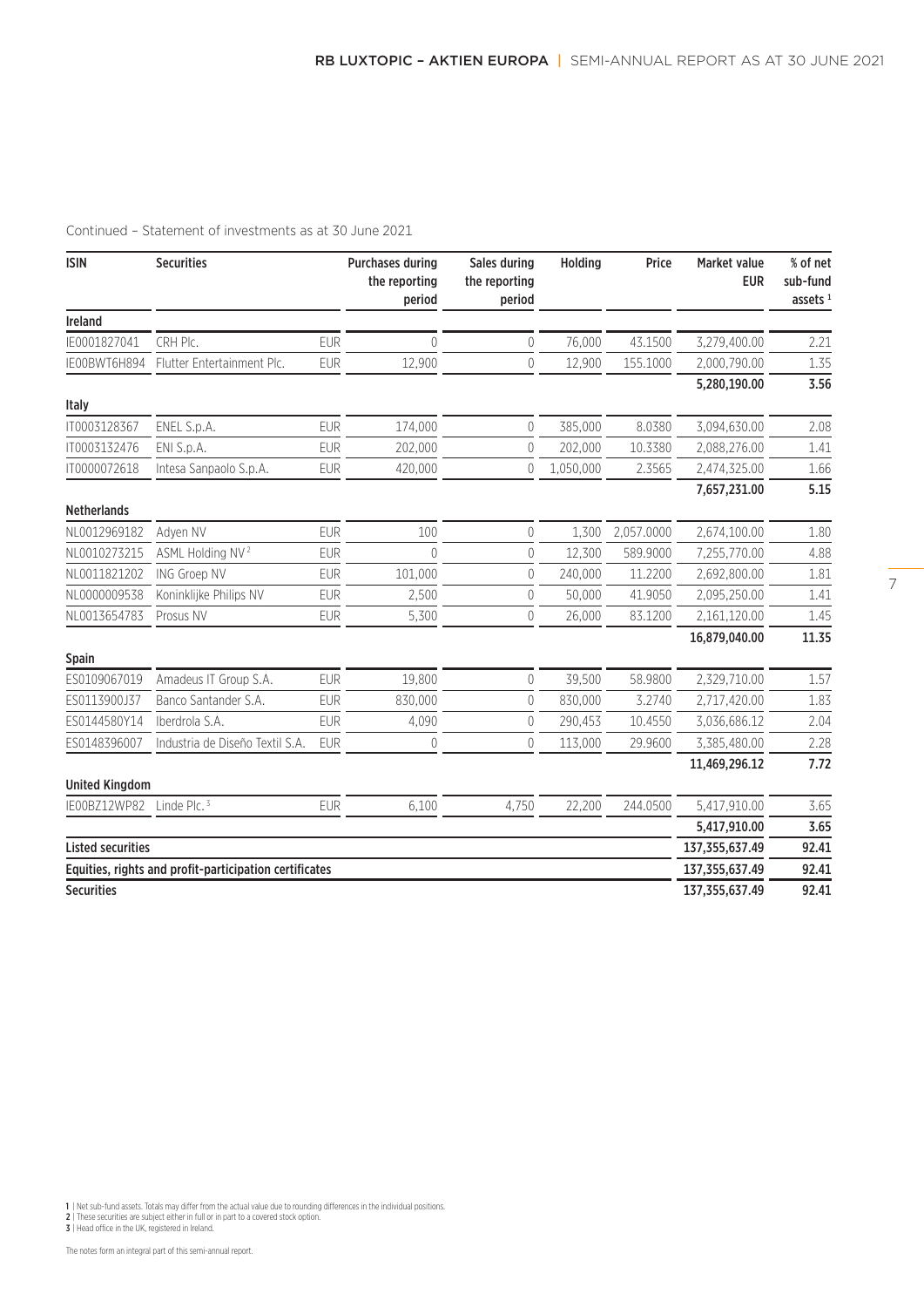Continued – Statement of investments as at 30 June 2021

| ISIN | Securities | | Purchases during the reporting period | Sales during the reporting period | Holding | Price | Market value EUR | % of net sub-fund assets [1] |
|---|---|---|---|---|---|---|---|---|
| **Ireland** | | | | | | | | |
| IE0001827041 | CRH Plc. | EUR | 0 | 0 | 76,000 | 43.1500 | 3,279,400.00 | 2.21 |
| IE00BWT6H894 | Flutter Entertainment Plc. | EUR | 12,900 | 0 | 12,900 | 155.1000 | 2,000,790.00 | 1.35 |
| | | | | | | | **5,280,190.00** | **3.56** |
| **Italy** | | | | | | | | |
| IT0003128367 | ENEL S.p.A. | EUR | 174,000 | 0 | 385,000 | 8.0380 | 3,094,630.00 | 2.08 |
| IT0003132476 | ENI S.p.A. | EUR | 202,000 | 0 | 202,000 | 10.3380 | 2,088,276.00 | 1.41 |
| IT0000072618 | Intesa Sanpaolo S.p.A. | EUR | 420,000 | 0 | 1,050,000 | 2.3565 | 2,474,325.00 | 1.66 |
| | | | | | | | **7,657,231.00** | **5.15** |
| **Netherlands** | | | | | | | | |
| NL0012969182 | Adyen NV | EUR | 100 | 0 | 1,300 | 2,057.0000 | 2,674,100.00 | 1.80 |
| NL0010273215 | ASML Holding NV [2] | EUR | 0 | 0 | 12,300 | 589.9000 | 7,255,770.00 | 4.88 |
| NL0011821202 | ING Groep NV | EUR | 101,000 | 0 | 240,000 | 11.2200 | 2,692,800.00 | 1.81 |
| NL0000009538 | Koninklijke Philips NV | EUR | 2,500 | 0 | 50,000 | 41.9050 | 2,095,250.00 | 1.41 |
| NL0013654783 | Prosus NV | EUR | 5,300 | 0 | 26,000 | 83.1200 | 2,161,120.00 | 1.45 |
| | | | | | | | **16,879,040.00** | **11.35** |
| **Spain** | | | | | | | | |
| ES0109067019 | Amadeus IT Group S.A. | EUR | 19,800 | 0 | 39,500 | 58.9800 | 2,329,710.00 | 1.57 |
| ES0113900J37 | Banco Santander S.A. | EUR | 830,000 | 0 | 830,000 | 3.2740 | 2,717,420.00 | 1.83 |
| ES0144580Y14 | Iberdrola S.A. | EUR | 4,090 | 0 | 290,453 | 10.4550 | 3,036,686.12 | 2.04 |
| ES0148396007 | Industria de Diseño Textil S.A. | EUR | 0 | 0 | 113,000 | 29.9600 | 3,385,480.00 | 2.28 |
| | | | | | | | **11,469,296.12** | **7.72** |
| **United Kingdom** | | | | | | | | |
| IE00BZ12WP82 | Linde Plc. [3] | EUR | 6,100 | 4,750 | 22,200 | 244.0500 | 5,417,910.00 | 3.65 |
| | | | | | | | **5,417,910.00** | **3.65** |
| **Listed securities** | | | | | | | **137,355,637.49** | **92.41** |
| **Equities, rights and profit-participation certificates** | | | | | | | **137,355,637.49** | **92.41** |
| **Securities** | | | | | | | **137,355,637.49** | **92.41** |

**1** | Net sub-fund assets. Totals may differ from the actual value due to rounding differences in the individual positions.
**2** | These securities are subject either in full or in part to a covered stock option.
**3** | Head office in the UK, registered in Ireland.

The notes form an integral part of this semi-annual report.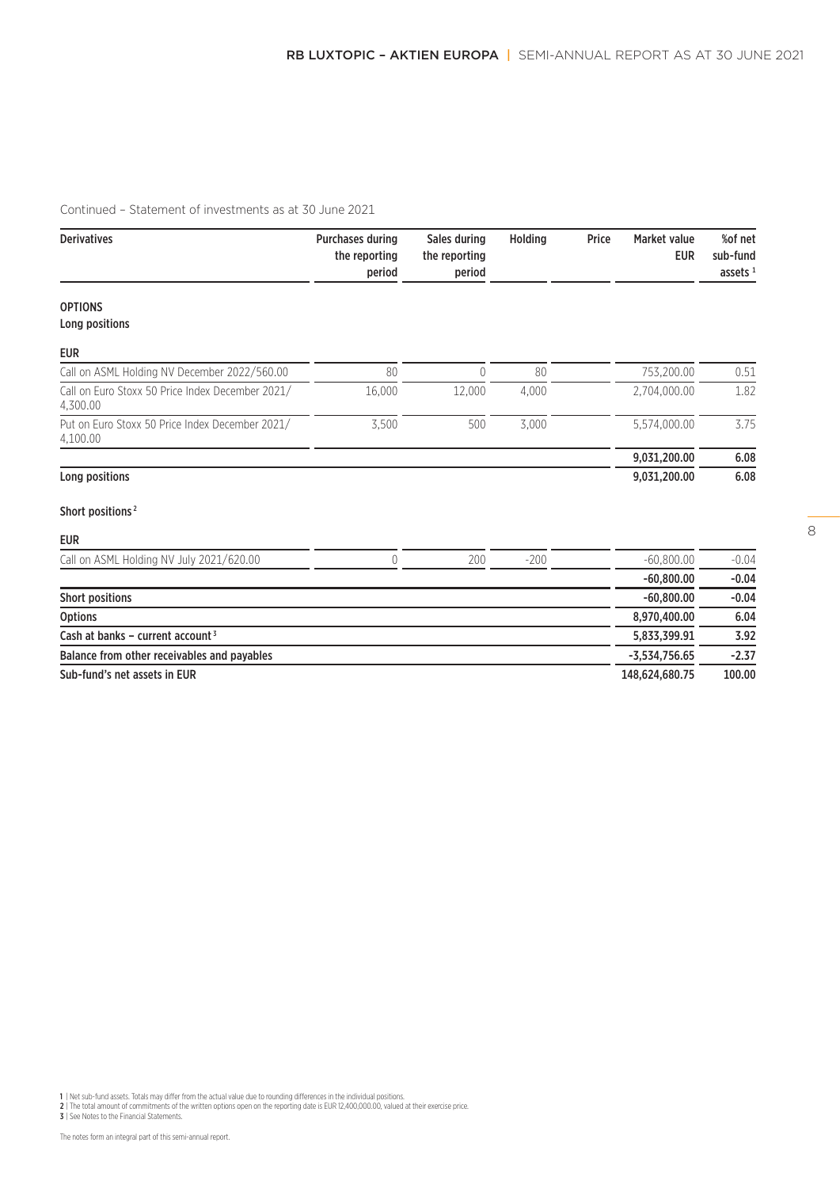Continued – Statement of investments as at 30 June 2021

| Derivatives | Purchases during the reporting period | Sales during the reporting period | Holding | Price | Market value EUR | %of net sub-fund assets [1] |
|---|---|---|---|---|---|---|
| **OPTIONS** | | | | | | |
| **Long positions** | | | | | | |
| **EUR** | | | | | | |
| Call on ASML Holding NV December 2022/560.00 | 80 | 0 | 80 | | 753,200.00 | 0.51 |
| Call on Euro Stoxx 50 Price Index December 2021/ 4,300.00 | 16,000 | 12,000 | 4,000 | | 2,704,000.00 | 1.82 |
| Put on Euro Stoxx 50 Price Index December 2021/ 4,100.00 | 3,500 | 500 | 3,000 | | 5,574,000.00 | 3.75 |
| | | | | | **9,031,200.00** | **6.08** |
| **Long positions** | | | | | **9,031,200.00** | **6.08** |
| **Short positions [2]** | | | | | | |
| **EUR** | | | | | | |
| Call on ASML Holding NV July 2021/620.00 | 0 | 200 | -200 | | -60,800.00 | -0.04 |
| | | | | | **-60,800.00** | **-0.04** |
| **Short positions** | | | | | **-60,800.00** | **-0.04** |
| **Options** | | | | | **8,970,400.00** | **6.04** |
| **Cash at banks – current account [3]** | | | | | **5,833,399.91** | **3.92** |
| **Balance from other receivables and payables** | | | | | **-3,534,756.65** | **-2.37** |
| **Sub-fund's net assets in EUR** | | | | | **148,624,680.75** | **100.00** |

1 | Net sub-fund assets. Totals may differ from the actual value due to rounding differences in the individual positions.
2 | The total amount of commitments of the written options open on the reporting date is EUR 12,400,000.00, valued at their exercise price.
3 | See Notes to the Financial Statements.

The notes form an integral part of this semi-annual report.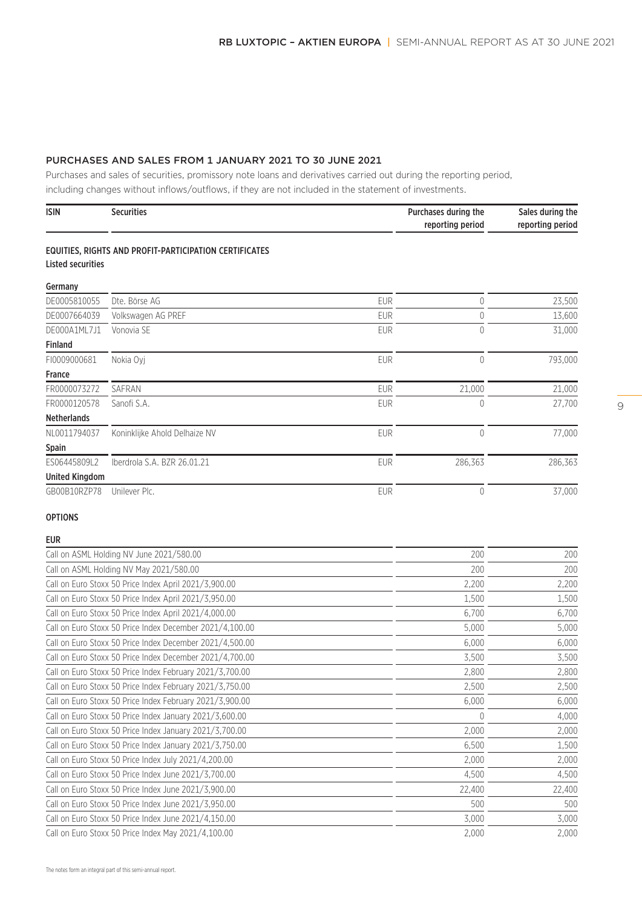## PURCHASES AND SALES FROM 1 JANUARY 2021 TO 30 JUNE 2021

Purchases and sales of securities, promissory note loans and derivatives carried out during the reporting period, including changes without inflows/outflows, if they are not included in the statement of investments.

| ISIN | Securities | | Purchases during the reporting period | Sales during the reporting period |
|---|---|---|---|---|
| **EQUITIES, RIGHTS AND PROFIT-PARTICIPATION CERTIFICATES** | | | | |
| **Listed securities** | | | | |
| **Germany** | | | | |
| DE0005810055 | Dte. Börse AG | EUR | 0 | 23,500 |
| DE0007664039 | Volkswagen AG PREF | EUR | 0 | 13,600 |
| DE000A1ML7J1 | Vonovia SE | EUR | 0 | 31,000 |
| **Finland** | | | | |
| FI0009000681 | Nokia Oyj | EUR | 0 | 793,000 |
| **France** | | | | |
| FR0000073272 | SAFRAN | EUR | 21,000 | 21,000 |
| FR0000120578 | Sanofi S.A. | EUR | 0 | 27,700 |
| **Netherlands** | | | | |
| NL0011794037 | Koninklijke Ahold Delhaize NV | EUR | 0 | 77,000 |
| **Spain** | | | | |
| ES06445809L2 | Iberdrola S.A. BZR 26.01.21 | EUR | 286,363 | 286,363 |
| **United Kingdom** | | | | |
| GB00B10RZP78 | Unilever Plc. | EUR | 0 | 37,000 |

**OPTIONS**

| EUR | Purchases during the reporting period | Sales during the reporting period |
|---|---|---|
| Call on ASML Holding NV June 2021/580.00 | 200 | 200 |
| Call on ASML Holding NV May 2021/580.00 | 200 | 200 |
| Call on Euro Stoxx 50 Price Index April 2021/3,900.00 | 2,200 | 2,200 |
| Call on Euro Stoxx 50 Price Index April 2021/3,950.00 | 1,500 | 1,500 |
| Call on Euro Stoxx 50 Price Index April 2021/4,000.00 | 6,700 | 6,700 |
| Call on Euro Stoxx 50 Price Index December 2021/4,100.00 | 5,000 | 5,000 |
| Call on Euro Stoxx 50 Price Index December 2021/4,500.00 | 6,000 | 6,000 |
| Call on Euro Stoxx 50 Price Index December 2021/4,700.00 | 3,500 | 3,500 |
| Call on Euro Stoxx 50 Price Index February 2021/3,700.00 | 2,800 | 2,800 |
| Call on Euro Stoxx 50 Price Index February 2021/3,750.00 | 2,500 | 2,500 |
| Call on Euro Stoxx 50 Price Index February 2021/3,900.00 | 6,000 | 6,000 |
| Call on Euro Stoxx 50 Price Index January 2021/3,600.00 | 0 | 4,000 |
| Call on Euro Stoxx 50 Price Index January 2021/3,700.00 | 2,000 | 2,000 |
| Call on Euro Stoxx 50 Price Index January 2021/3,750.00 | 6,500 | 1,500 |
| Call on Euro Stoxx 50 Price Index July 2021/4,200.00 | 2,000 | 2,000 |
| Call on Euro Stoxx 50 Price Index June 2021/3,700.00 | 4,500 | 4,500 |
| Call on Euro Stoxx 50 Price Index June 2021/3,900.00 | 22,400 | 22,400 |
| Call on Euro Stoxx 50 Price Index June 2021/3,950.00 | 500 | 500 |
| Call on Euro Stoxx 50 Price Index June 2021/4,150.00 | 3,000 | 3,000 |
| Call on Euro Stoxx 50 Price Index May 2021/4,100.00 | 2,000 | 2,000 |

The notes form an integral part of this semi-annual report.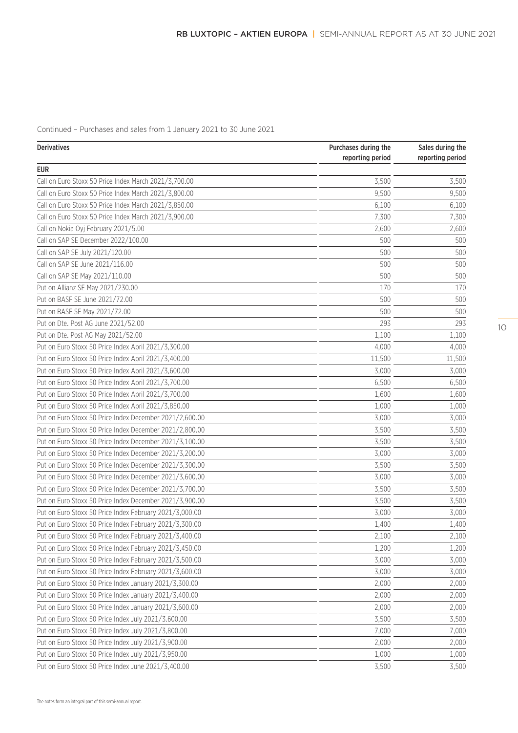Continued – Purchases and sales from 1 January 2021 to 30 June 2021

| Derivatives | Purchases during the reporting period | Sales during the reporting period |
|---|---|---|
| **EUR** | | |
| Call on Euro Stoxx 50 Price Index March 2021/3,700.00 | 3,500 | 3,500 |
| Call on Euro Stoxx 50 Price Index March 2021/3,800.00 | 9,500 | 9,500 |
| Call on Euro Stoxx 50 Price Index March 2021/3,850.00 | 6,100 | 6,100 |
| Call on Euro Stoxx 50 Price Index March 2021/3,900.00 | 7,300 | 7,300 |
| Call on Nokia Oyj February 2021/5.00 | 2,600 | 2,600 |
| Call on SAP SE December 2022/100.00 | 500 | 500 |
| Call on SAP SE July 2021/120.00 | 500 | 500 |
| Call on SAP SE June 2021/116.00 | 500 | 500 |
| Call on SAP SE May 2021/110.00 | 500 | 500 |
| Put on Allianz SE May 2021/230.00 | 170 | 170 |
| Put on BASF SE June 2021/72.00 | 500 | 500 |
| Put on BASF SE May 2021/72.00 | 500 | 500 |
| Put on Dte. Post AG June 2021/52.00 | 293 | 293 |
| Put on Dte. Post AG May 2021/52.00 | 1,100 | 1,100 |
| Put on Euro Stoxx 50 Price Index April 2021/3,300.00 | 4,000 | 4,000 |
| Put on Euro Stoxx 50 Price Index April 2021/3,400.00 | 11,500 | 11,500 |
| Put on Euro Stoxx 50 Price Index April 2021/3,600.00 | 3,000 | 3,000 |
| Put on Euro Stoxx 50 Price Index April 2021/3,700.00 | 6,500 | 6,500 |
| Put on Euro Stoxx 50 Price Index April 2021/3,700.00 | 1,600 | 1,600 |
| Put on Euro Stoxx 50 Price Index April 2021/3,850.00 | 1,000 | 1,000 |
| Put on Euro Stoxx 50 Price Index December 2021/2,600.00 | 3,000 | 3,000 |
| Put on Euro Stoxx 50 Price Index December 2021/2,800.00 | 3,500 | 3,500 |
| Put on Euro Stoxx 50 Price Index December 2021/3,100.00 | 3,500 | 3,500 |
| Put on Euro Stoxx 50 Price Index December 2021/3,200.00 | 3,000 | 3,000 |
| Put on Euro Stoxx 50 Price Index December 2021/3,300.00 | 3,500 | 3,500 |
| Put on Euro Stoxx 50 Price Index December 2021/3,600.00 | 3,000 | 3,000 |
| Put on Euro Stoxx 50 Price Index December 2021/3,700.00 | 3,500 | 3,500 |
| Put on Euro Stoxx 50 Price Index December 2021/3,900.00 | 3,500 | 3,500 |
| Put on Euro Stoxx 50 Price Index February 2021/3,000.00 | 3,000 | 3,000 |
| Put on Euro Stoxx 50 Price Index February 2021/3,300.00 | 1,400 | 1,400 |
| Put on Euro Stoxx 50 Price Index February 2021/3,400.00 | 2,100 | 2,100 |
| Put on Euro Stoxx 50 Price Index February 2021/3,450.00 | 1,200 | 1,200 |
| Put on Euro Stoxx 50 Price Index February 2021/3,500.00 | 3,000 | 3,000 |
| Put on Euro Stoxx 50 Price Index February 2021/3,600.00 | 3,000 | 3,000 |
| Put on Euro Stoxx 50 Price Index January 2021/3,300.00 | 2,000 | 2,000 |
| Put on Euro Stoxx 50 Price Index January 2021/3,400.00 | 2,000 | 2,000 |
| Put on Euro Stoxx 50 Price Index January 2021/3,600.00 | 2,000 | 2,000 |
| Put on Euro Stoxx 50 Price Index July 2021/3.600,00 | 3,500 | 3,500 |
| Put on Euro Stoxx 50 Price Index July 2021/3,800.00 | 7,000 | 7,000 |
| Put on Euro Stoxx 50 Price Index July 2021/3,900.00 | 2,000 | 2,000 |
| Put on Euro Stoxx 50 Price Index July 2021/3,950.00 | 1,000 | 1,000 |
| Put on Euro Stoxx 50 Price Index June 2021/3,400.00 | 3,500 | 3,500 |

The notes form an integral part of this semi-annual report.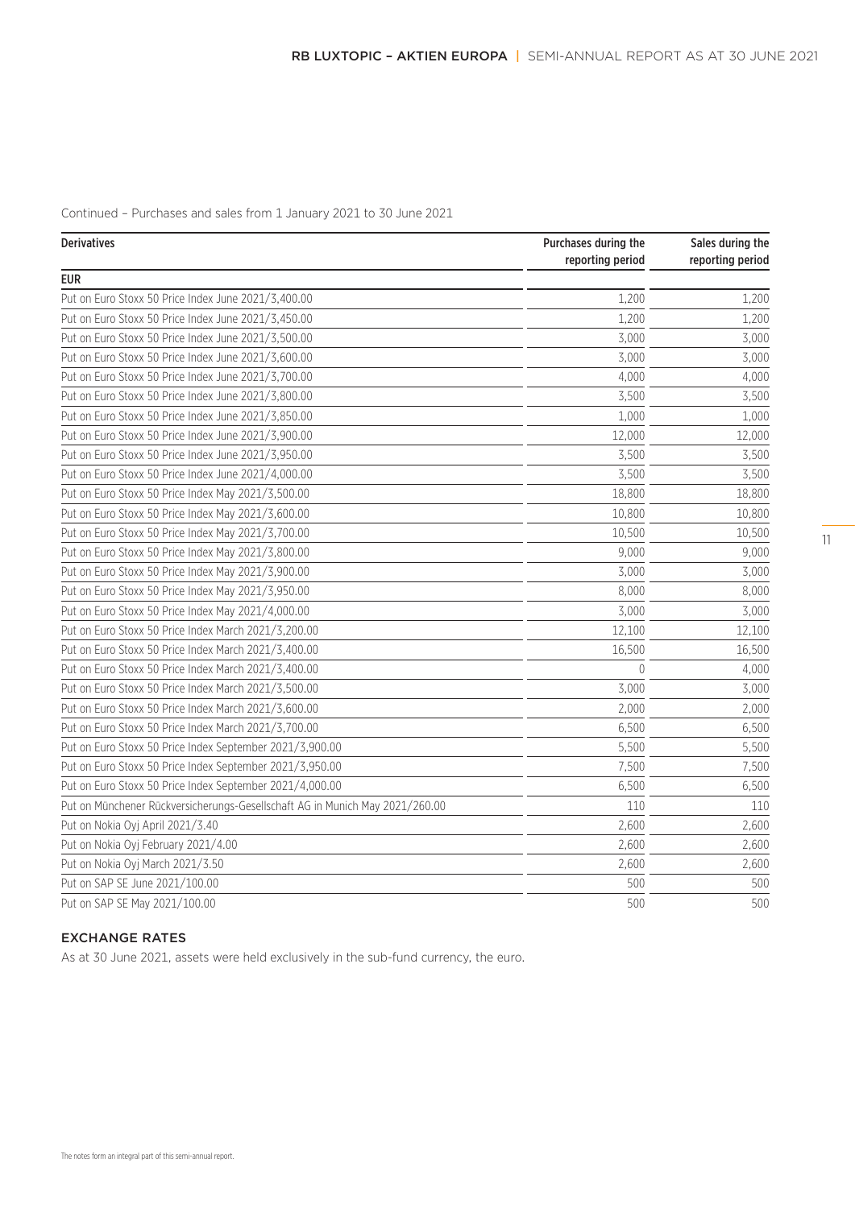Continued – Purchases and sales from 1 January 2021 to 30 June 2021

| Derivatives | Purchases during the reporting period | Sales during the reporting period |
|---|---|---|
| **EUR** | | |
| Put on Euro Stoxx 50 Price Index June 2021/3,400.00 | 1,200 | 1,200 |
| Put on Euro Stoxx 50 Price Index June 2021/3,450.00 | 1,200 | 1,200 |
| Put on Euro Stoxx 50 Price Index June 2021/3,500.00 | 3,000 | 3,000 |
| Put on Euro Stoxx 50 Price Index June 2021/3,600.00 | 3,000 | 3,000 |
| Put on Euro Stoxx 50 Price Index June 2021/3,700.00 | 4,000 | 4,000 |
| Put on Euro Stoxx 50 Price Index June 2021/3,800.00 | 3,500 | 3,500 |
| Put on Euro Stoxx 50 Price Index June 2021/3,850.00 | 1,000 | 1,000 |
| Put on Euro Stoxx 50 Price Index June 2021/3,900.00 | 12,000 | 12,000 |
| Put on Euro Stoxx 50 Price Index June 2021/3,950.00 | 3,500 | 3,500 |
| Put on Euro Stoxx 50 Price Index June 2021/4,000.00 | 3,500 | 3,500 |
| Put on Euro Stoxx 50 Price Index May 2021/3,500.00 | 18,800 | 18,800 |
| Put on Euro Stoxx 50 Price Index May 2021/3,600.00 | 10,800 | 10,800 |
| Put on Euro Stoxx 50 Price Index May 2021/3,700.00 | 10,500 | 10,500 |
| Put on Euro Stoxx 50 Price Index May 2021/3,800.00 | 9,000 | 9,000 |
| Put on Euro Stoxx 50 Price Index May 2021/3,900.00 | 3,000 | 3,000 |
| Put on Euro Stoxx 50 Price Index May 2021/3,950.00 | 8,000 | 8,000 |
| Put on Euro Stoxx 50 Price Index May 2021/4,000.00 | 3,000 | 3,000 |
| Put on Euro Stoxx 50 Price Index March 2021/3,200.00 | 12,100 | 12,100 |
| Put on Euro Stoxx 50 Price Index March 2021/3,400.00 | 16,500 | 16,500 |
| Put on Euro Stoxx 50 Price Index March 2021/3,400.00 | 0 | 4,000 |
| Put on Euro Stoxx 50 Price Index March 2021/3,500.00 | 3,000 | 3,000 |
| Put on Euro Stoxx 50 Price Index March 2021/3,600.00 | 2,000 | 2,000 |
| Put on Euro Stoxx 50 Price Index March 2021/3,700.00 | 6,500 | 6,500 |
| Put on Euro Stoxx 50 Price Index September 2021/3,900.00 | 5,500 | 5,500 |
| Put on Euro Stoxx 50 Price Index September 2021/3,950.00 | 7,500 | 7,500 |
| Put on Euro Stoxx 50 Price Index September 2021/4,000.00 | 6,500 | 6,500 |
| Put on Münchener Rückversicherungs-Gesellschaft AG in Munich May 2021/260.00 | 110 | 110 |
| Put on Nokia Oyj April 2021/3.40 | 2,600 | 2,600 |
| Put on Nokia Oyj February 2021/4.00 | 2,600 | 2,600 |
| Put on Nokia Oyj March 2021/3.50 | 2,600 | 2,600 |
| Put on SAP SE June 2021/100.00 | 500 | 500 |
| Put on SAP SE May 2021/100.00 | 500 | 500 |

## EXCHANGE RATES

As at 30 June 2021, assets were held exclusively in the sub-fund currency, the euro.

The notes form an integral part of this semi-annual report.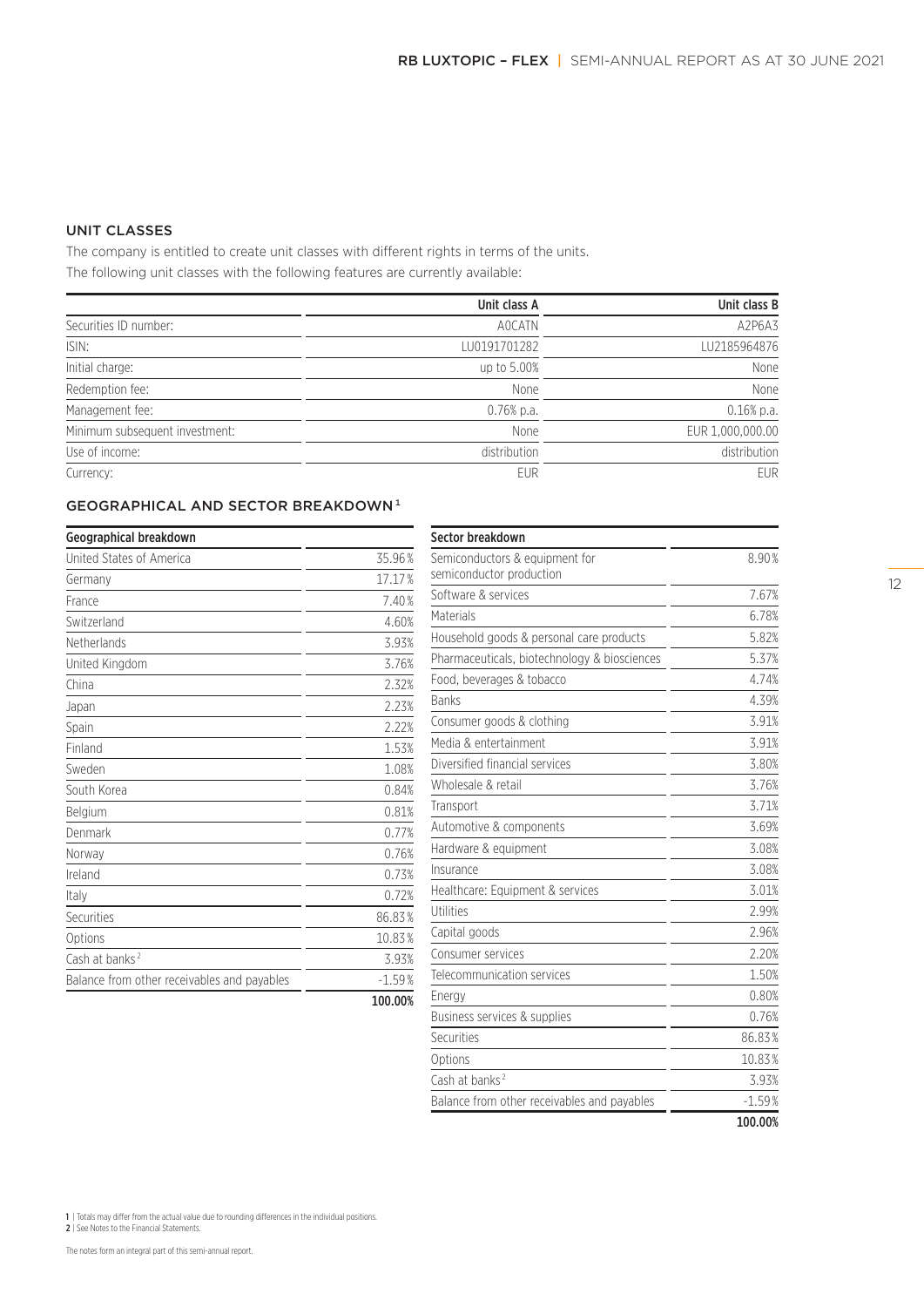## UNIT CLASSES

The company is entitled to create unit classes with different rights in terms of the units.
The following unit classes with the following features are currently available:

| | Unit class A | Unit class B |
|---|---|---|
| Securities ID number: | A0CATN | A2P6A3 |
| ISIN: | LU0191701282 | LU2185964876 |
| Initial charge: | up to 5.00% | None |
| Redemption fee: | None | None |
| Management fee: | 0.76% p.a. | 0.16% p.a. |
| Minimum subsequent investment: | None | EUR 1,000,000.00 |
| Use of income: | distribution | distribution |
| Currency: | EUR | EUR |

## GEOGRAPHICAL AND SECTOR BREAKDOWN[1]

| Geographical breakdown | |
|---|---|
| United States of America | 35.96% |
| Germany | 17.17% |
| France | 7.40% |
| Switzerland | 4.60% |
| Netherlands | 3.93% |
| United Kingdom | 3.76% |
| China | 2.32% |
| Japan | 2.23% |
| Spain | 2.22% |
| Finland | 1.53% |
| Sweden | 1.08% |
| South Korea | 0.84% |
| Belgium | 0.81% |
| Denmark | 0.77% |
| Norway | 0.76% |
| Ireland | 0.73% |
| Italy | 0.72% |
| Securities | 86.83% |
| Options | 10.83% |
| Cash at banks[2] | 3.93% |
| Balance from other receivables and payables | -1.59% |
| | **100.00%** |

| Sector breakdown | |
|---|---|
| Semiconductors & equipment for semiconductor production | 8.90% |
| Software & services | 7.67% |
| Materials | 6.78% |
| Household goods & personal care products | 5.82% |
| Pharmaceuticals, biotechnology & biosciences | 5.37% |
| Food, beverages & tobacco | 4.74% |
| Banks | 4.39% |
| Consumer goods & clothing | 3.91% |
| Media & entertainment | 3.91% |
| Diversified financial services | 3.80% |
| Wholesale & retail | 3.76% |
| Transport | 3.71% |
| Automotive & components | 3.69% |
| Hardware & equipment | 3.08% |
| Insurance | 3.08% |
| Healthcare: Equipment & services | 3.01% |
| Utilities | 2.99% |
| Capital goods | 2.96% |
| Consumer services | 2.20% |
| Telecommunication services | 1.50% |
| Energy | 0.80% |
| Business services & supplies | 0.76% |
| Securities | 86.83% |
| Options | 10.83% |
| Cash at banks[2] | 3.93% |
| Balance from other receivables and payables | -1.59% |
| | **100.00%** |

1 | Totals may differ from the actual value due to rounding differences in the individual positions.
2 | See Notes to the Financial Statements.

The notes form an integral part of this semi-annual report.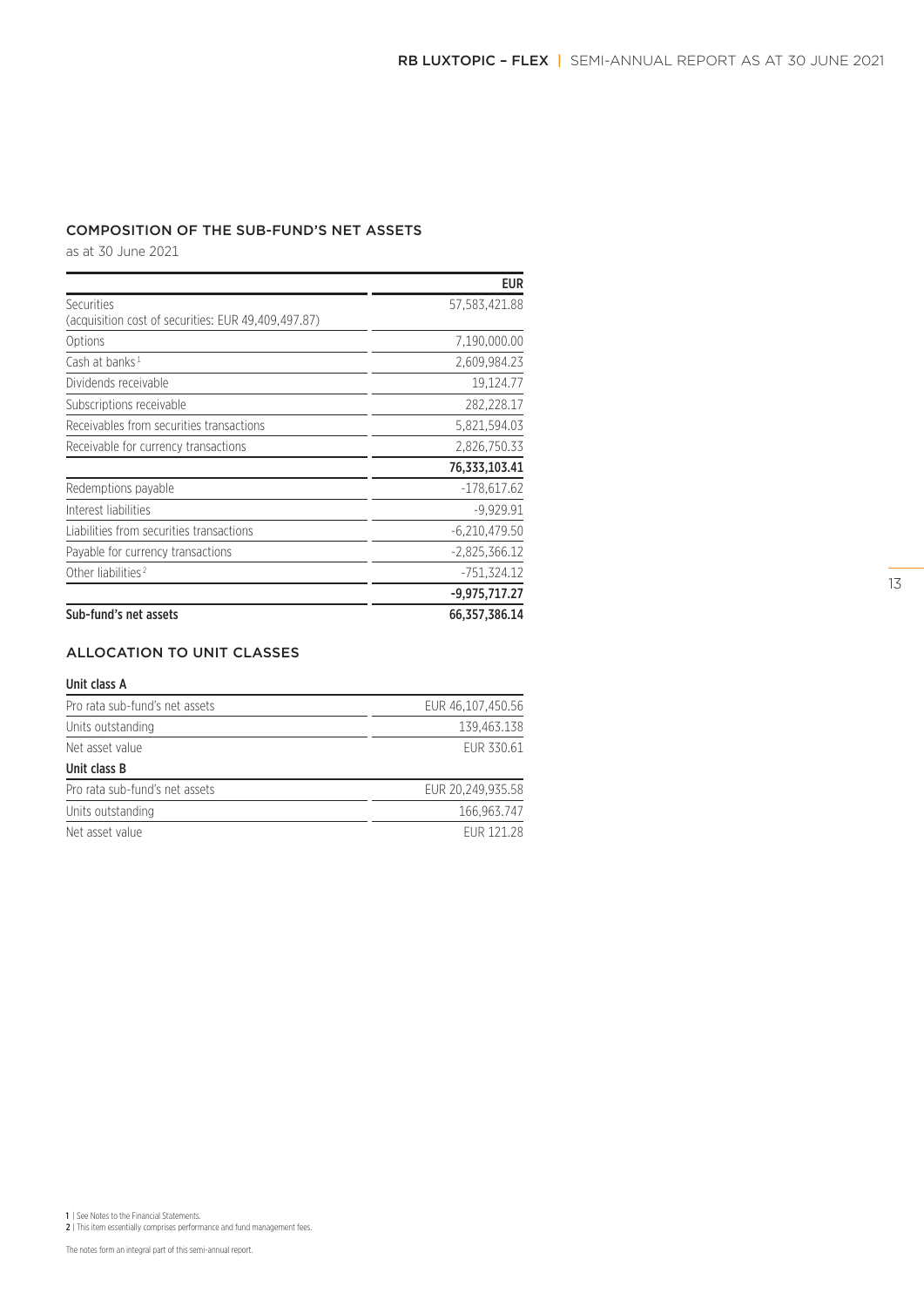## COMPOSITION OF THE SUB-FUND'S NET ASSETS

as at 30 June 2021

| | EUR |
|---|---|
| Securities<br>(acquisition cost of securities: EUR 49,409,497.87) | 57,583,421.88 |
| Options | 7,190,000.00 |
| Cash at banks[1] | 2,609,984.23 |
| Dividends receivable | 19,124.77 |
| Subscriptions receivable | 282,228.17 |
| Receivables from securities transactions | 5,821,594.03 |
| Receivable for currency transactions | 2,826,750.33 |
| | **76,333,103.41** |
| Redemptions payable | -178,617.62 |
| Interest liabilities | -9,929.91 |
| Liabilities from securities transactions | -6,210,479.50 |
| Payable for currency transactions | -2,825,366.12 |
| Other liabilities[2] | -751,324.12 |
| | **-9,975,717.27** |
| **Sub-fund's net assets** | **66,357,386.14** |

## ALLOCATION TO UNIT CLASSES

| **Unit class A** | |
|---|---|
| Pro rata sub-fund's net assets | EUR 46,107,450.56 |
| Units outstanding | 139,463.138 |
| Net asset value | EUR 330.61 |
| **Unit class B** | |
| Pro rata sub-fund's net assets | EUR 20,249,935.58 |
| Units outstanding | 166,963.747 |
| Net asset value | EUR 121.28 |

1 | See Notes to the Financial Statements.
2 | This item essentially comprises performance and fund management fees.

The notes form an integral part of this semi-annual report.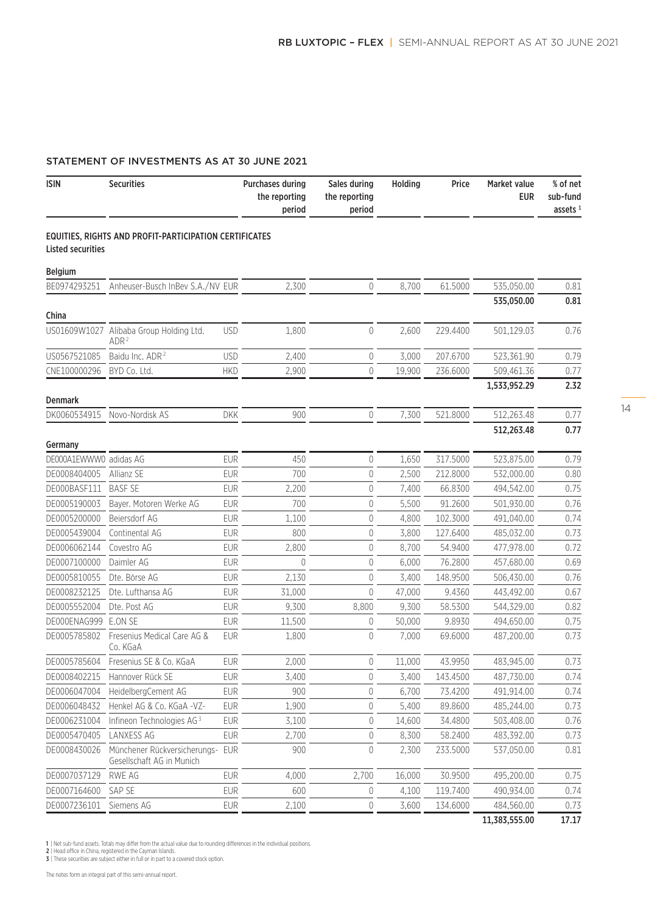## STATEMENT OF INVESTMENTS AS AT 30 JUNE 2021

| ISIN | Securities | | Purchases during the reporting period | Sales during the reporting period | Holding | Price | Market value EUR | % of net sub-fund assets [1] |
|---|---|---|---|---|---|---|---|---|
| **EQUITIES, RIGHTS AND PROFIT-PARTICIPATION CERTIFICATES** | | | | | | | | |
| **Listed securities** | | | | | | | | |
| **Belgium** | | | | | | | | |
| BE0974293251 | Anheuser-Busch InBev S.A./NV | EUR | 2,300 | 0 | 8,700 | 61.5000 | 535,050.00 | 0.81 |
| | | | | | | | **535,050.00** | **0.81** |
| **China** | | | | | | | | |
| US01609W1027 | Alibaba Group Holding Ltd. ADR [2] | USD | 1,800 | 0 | 2,600 | 229.4400 | 501,129.03 | 0.76 |
| US0567521085 | Baidu Inc. ADR [2] | USD | 2,400 | 0 | 3,000 | 207.6700 | 523,361.90 | 0.79 |
| CNE100000296 | BYD Co. Ltd. | HKD | 2,900 | 0 | 19,900 | 236.6000 | 509,461.36 | 0.77 |
| | | | | | | | **1,533,952.29** | **2.32** |
| **Denmark** | | | | | | | | |
| DK0060534915 | Novo-Nordisk AS | DKK | 900 | 0 | 7,300 | 521.8000 | 512,263.48 | 0.77 |
| | | | | | | | **512,263.48** | **0.77** |
| **Germany** | | | | | | | | |
| DE000A1EWWW0 | adidas AG | EUR | 450 | 0 | 1,650 | 317.5000 | 523,875.00 | 0.79 |
| DE0008404005 | Allianz SE | EUR | 700 | 0 | 2,500 | 212.8000 | 532,000.00 | 0.80 |
| DE000BASF111 | BASF SE | EUR | 2,200 | 0 | 7,400 | 66.8300 | 494,542.00 | 0.75 |
| DE0005190003 | Bayer. Motoren Werke AG | EUR | 700 | 0 | 5,500 | 91.2600 | 501,930.00 | 0.76 |
| DE0005200000 | Beiersdorf AG | EUR | 1,100 | 0 | 4,800 | 102.3000 | 491,040.00 | 0.74 |
| DE0005439004 | Continental AG | EUR | 800 | 0 | 3,800 | 127.6400 | 485,032.00 | 0.73 |
| DE0006062144 | Covestro AG | EUR | 2,800 | 0 | 8,700 | 54.9400 | 477,978.00 | 0.72 |
| DE0007100000 | Daimler AG | EUR | 0 | 0 | 6,000 | 76.2800 | 457,680.00 | 0.69 |
| DE0005810055 | Dte. Börse AG | EUR | 2,130 | 0 | 3,400 | 148.9500 | 506,430.00 | 0.76 |
| DE0008232125 | Dte. Lufthansa AG | EUR | 31,000 | 0 | 47,000 | 9.4360 | 443,492.00 | 0.67 |
| DE0005552004 | Dte. Post AG | EUR | 9,300 | 8,800 | 9,300 | 58.5300 | 544,329.00 | 0.82 |
| DE000ENAG999 | E.ON SE | EUR | 11,500 | 0 | 50,000 | 9.8930 | 494,650.00 | 0.75 |
| DE0005785802 | Fresenius Medical Care AG & Co. KGaA | EUR | 1,800 | 0 | 7,000 | 69.6000 | 487,200.00 | 0.73 |
| DE0005785604 | Fresenius SE & Co. KGaA | EUR | 2,000 | 0 | 11,000 | 43.9950 | 483,945.00 | 0.73 |
| DE0008402215 | Hannover Rück SE | EUR | 3,400 | 0 | 3,400 | 143.4500 | 487,730.00 | 0.74 |
| DE0006047004 | HeidelbergCement AG | EUR | 900 | 0 | 6,700 | 73.4200 | 491,914.00 | 0.74 |
| DE0006048432 | Henkel AG & Co. KGaA -VZ- | EUR | 1,900 | 0 | 5,400 | 89.8600 | 485,244.00 | 0.73 |
| DE0006231004 | Infineon Technologies AG [3] | EUR | 3,100 | 0 | 14,600 | 34.4800 | 503,408.00 | 0.76 |
| DE0005470405 | LANXESS AG | EUR | 2,700 | 0 | 8,300 | 58.2400 | 483,392.00 | 0.73 |
| DE0008430026 | Münchener Rückversicherungs-Gesellschaft AG in Munich | EUR | 900 | 0 | 2,300 | 233.5000 | 537,050.00 | 0.81 |
| DE0007037129 | RWE AG | EUR | 4,000 | 2,700 | 16,000 | 30.9500 | 495,200.00 | 0.75 |
| DE0007164600 | SAP SE | EUR | 600 | 0 | 4,100 | 119.7400 | 490,934.00 | 0.74 |
| DE0007236101 | Siemens AG | EUR | 2,100 | 0 | 3,600 | 134.6000 | 484,560.00 | 0.73 |
| | | | | | | | **11,383,555.00** | **17.17** |

1 | Net sub-fund assets. Totals may differ from the actual value due to rounding differences in the individual positions.
2 | Head office in China, registered in the Cayman Islands.
3 | These securities are subject either in full or in part to a covered stock option.

The notes form an integral part of this semi-annual report.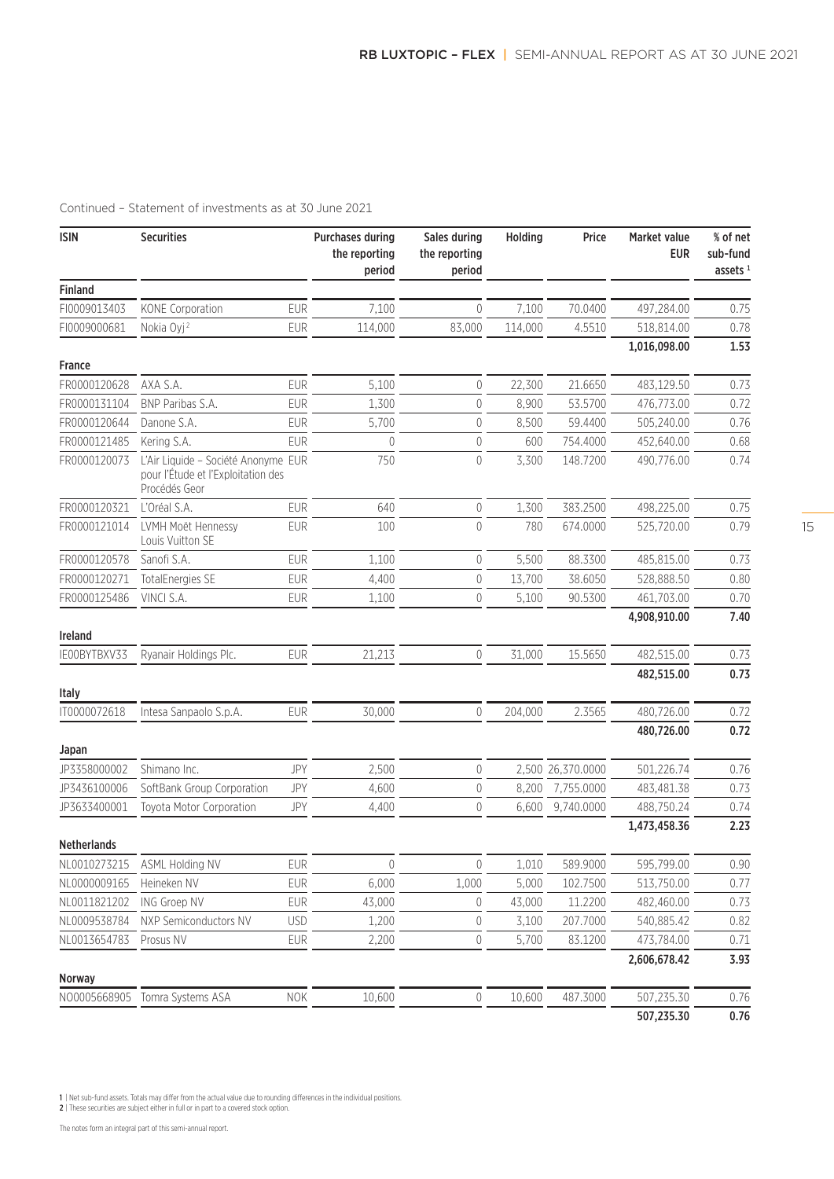Continued – Statement of investments as at 30 June 2021

| ISIN | Securities | | Purchases during the reporting period | Sales during the reporting period | Holding | Price | Market value EUR | % of net sub-fund assets [1] |
|---|---|---|---|---|---|---|---|---|
| **Finland** | | | | | | | | |
| FI0009013403 | KONE Corporation | EUR | 7,100 | 0 | 7,100 | 70.0400 | 497,284.00 | 0.75 |
| FI0009000681 | Nokia Oyj [2] | EUR | 114,000 | 83,000 | 114,000 | 4.5510 | 518,814.00 | 0.78 |
| | | | | | | | **1,016,098.00** | **1.53** |
| **France** | | | | | | | | |
| FR0000120628 | AXA S.A. | EUR | 5,100 | 0 | 22,300 | 21.6650 | 483,129.50 | 0.73 |
| FR0000131104 | BNP Paribas S.A. | EUR | 1,300 | 0 | 8,900 | 53.5700 | 476,773.00 | 0.72 |
| FR0000120644 | Danone S.A. | EUR | 5,700 | 0 | 8,500 | 59.4400 | 505,240.00 | 0.76 |
| FR0000121485 | Kering S.A. | EUR | 0 | 0 | 600 | 754.4000 | 452,640.00 | 0.68 |
| FR0000120073 | L'Air Liquide – Société Anonyme pour l'Étude et l'Exploitation des Procédés Geor | EUR | 750 | 0 | 3,300 | 148.7200 | 490,776.00 | 0.74 |
| FR0000120321 | L'Oréal S.A. | EUR | 640 | 0 | 1,300 | 383.2500 | 498,225.00 | 0.75 |
| FR0000121014 | LVMH Moët Hennessy Louis Vuitton SE | EUR | 100 | 0 | 780 | 674.0000 | 525,720.00 | 0.79 |
| FR0000120578 | Sanofi S.A. | EUR | 1,100 | 0 | 5,500 | 88.3300 | 485,815.00 | 0.73 |
| FR0000120271 | TotalEnergies SE | EUR | 4,400 | 0 | 13,700 | 38.6050 | 528,888.50 | 0.80 |
| FR0000125486 | VINCI S.A. | EUR | 1,100 | 0 | 5,100 | 90.5300 | 461,703.00 | 0.70 |
| | | | | | | | **4,908,910.00** | **7.40** |
| **Ireland** | | | | | | | | |
| IE00BYTBXV33 | Ryanair Holdings Plc. | EUR | 21,213 | 0 | 31,000 | 15.5650 | 482,515.00 | 0.73 |
| | | | | | | | **482,515.00** | **0.73** |
| **Italy** | | | | | | | | |
| IT0000072618 | Intesa Sanpaolo S.p.A. | EUR | 30,000 | 0 | 204,000 | 2.3565 | 480,726.00 | 0.72 |
| | | | | | | | **480,726.00** | **0.72** |
| **Japan** | | | | | | | | |
| JP3358000002 | Shimano Inc. | JPY | 2,500 | 0 | 2,500 | 26,370.0000 | 501,226.74 | 0.76 |
| JP3436100006 | SoftBank Group Corporation | JPY | 4,600 | 0 | 8,200 | 7,755.0000 | 483,481.38 | 0.73 |
| JP3633400001 | Toyota Motor Corporation | JPY | 4,400 | 0 | 6,600 | 9,740.0000 | 488,750.24 | 0.74 |
| | | | | | | | **1,473,458.36** | **2.23** |
| **Netherlands** | | | | | | | | |
| NL0010273215 | ASML Holding NV | EUR | 0 | 0 | 1,010 | 589.9000 | 595,799.00 | 0.90 |
| NL0000009165 | Heineken NV | EUR | 6,000 | 1,000 | 5,000 | 102.7500 | 513,750.00 | 0.77 |
| NL0011821202 | ING Groep NV | EUR | 43,000 | 0 | 43,000 | 11.2200 | 482,460.00 | 0.73 |
| NL0009538784 | NXP Semiconductors NV | USD | 1,200 | 0 | 3,100 | 207.7000 | 540,885.42 | 0.82 |
| NL0013654783 | Prosus NV | EUR | 2,200 | 0 | 5,700 | 83.1200 | 473,784.00 | 0.71 |
| | | | | | | | **2,606,678.42** | **3.93** |
| **Norway** | | | | | | | | |
| NO0005668905 | Tomra Systems ASA | NOK | 10,600 | 0 | 10,600 | 487.3000 | 507,235.30 | 0.76 |
| | | | | | | | **507,235.30** | **0.76** |

1 | Net sub-fund assets. Totals may differ from the actual value due to rounding differences in the individual positions.
2 | These securities are subject either in full or in part to a covered stock option.

The notes form an integral part of this semi-annual report.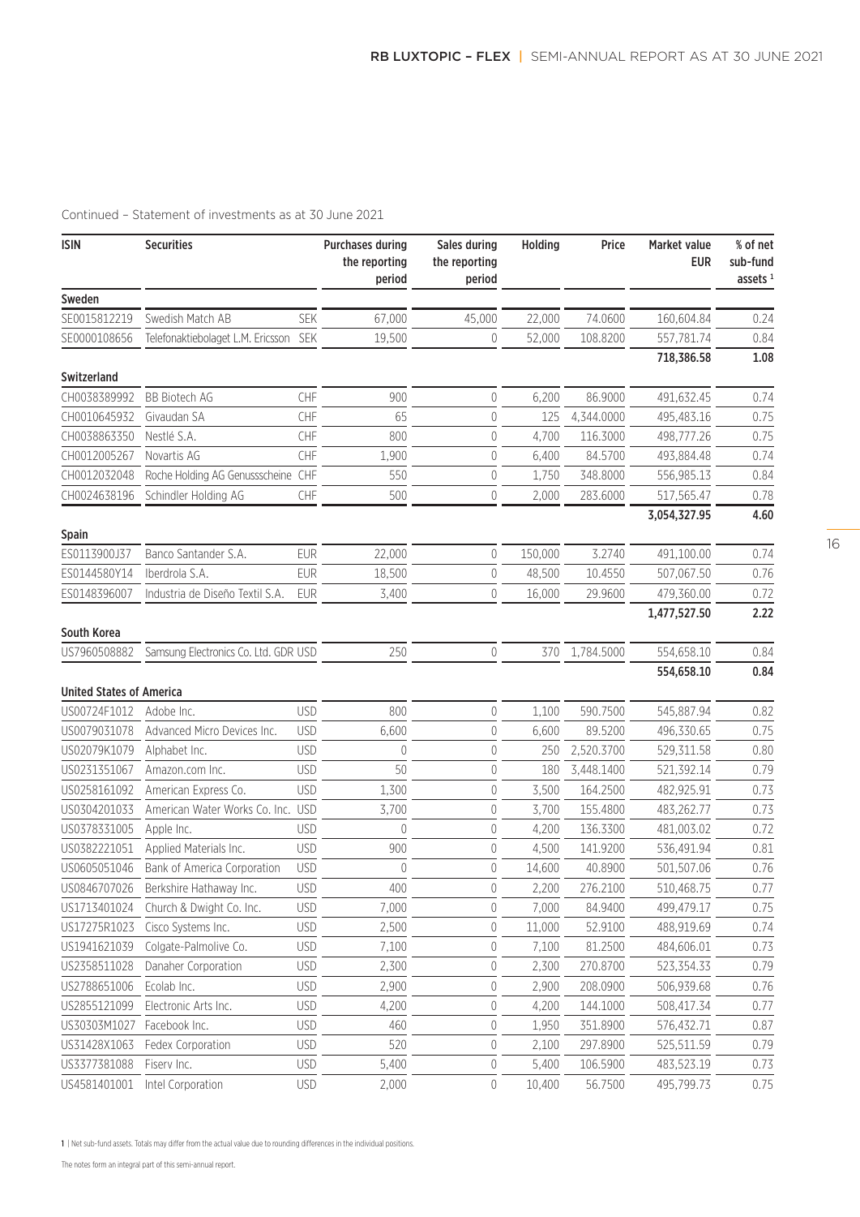Continued – Statement of investments as at 30 June 2021

| ISIN | Securities | | Purchases during the reporting period | Sales during the reporting period | Holding | Price | Market value EUR | % of net sub-fund assets [1] |
|---|---|---|---|---|---|---|---|---|
| **Sweden** | | | | | | | | |
| SE0015812219 | Swedish Match AB | SEK | 67,000 | 45,000 | 22,000 | 74.0600 | 160,604.84 | 0.24 |
| SE0000108656 | Telefonaktiebolaget L.M. Ericsson | SEK | 19,500 | 0 | 52,000 | 108.8200 | 557,781.74 | 0.84 |
| | | | | | | | **718,386.58** | **1.08** |
| **Switzerland** | | | | | | | | |
| CH0038389992 | BB Biotech AG | CHF | 900 | 0 | 6,200 | 86.9000 | 491,632.45 | 0.74 |
| CH0010645932 | Givaudan SA | CHF | 65 | 0 | 125 | 4,344.0000 | 495,483.16 | 0.75 |
| CH0038863350 | Nestlé S.A. | CHF | 800 | 0 | 4,700 | 116.3000 | 498,777.26 | 0.75 |
| CH0012005267 | Novartis AG | CHF | 1,900 | 0 | 6,400 | 84.5700 | 493,884.48 | 0.74 |
| CH0012032048 | Roche Holding AG Genussscheine | CHF | 550 | 0 | 1,750 | 348.8000 | 556,985.13 | 0.84 |
| CH0024638196 | Schindler Holding AG | CHF | 500 | 0 | 2,000 | 283.6000 | 517,565.47 | 0.78 |
| | | | | | | | **3,054,327.95** | **4.60** |
| **Spain** | | | | | | | | |
| ES0113900J37 | Banco Santander S.A. | EUR | 22,000 | 0 | 150,000 | 3.2740 | 491,100.00 | 0.74 |
| ES0144580Y14 | Iberdrola S.A. | EUR | 18,500 | 0 | 48,500 | 10.4550 | 507,067.50 | 0.76 |
| ES0148396007 | Industria de Diseño Textil S.A. | EUR | 3,400 | 0 | 16,000 | 29.9600 | 479,360.00 | 0.72 |
| | | | | | | | **1,477,527.50** | **2.22** |
| **South Korea** | | | | | | | | |
| US7960508882 | Samsung Electronics Co. Ltd. GDR | USD | 250 | 0 | 370 | 1,784.5000 | 554,658.10 | 0.84 |
| | | | | | | | **554,658.10** | **0.84** |
| **United States of America** | | | | | | | | |
| US00724F1012 | Adobe Inc. | USD | 800 | 0 | 1,100 | 590.7500 | 545,887.94 | 0.82 |
| US0079031078 | Advanced Micro Devices Inc. | USD | 6,600 | 0 | 6,600 | 89.5200 | 496,330.65 | 0.75 |
| US02079K1079 | Alphabet Inc. | USD | 0 | 0 | 250 | 2,520.3700 | 529,311.58 | 0.80 |
| US0231351067 | Amazon.com Inc. | USD | 50 | 0 | 180 | 3,448.1400 | 521,392.14 | 0.79 |
| US0258161092 | American Express Co. | USD | 1,300 | 0 | 3,500 | 164.2500 | 482,925.91 | 0.73 |
| US0304201033 | American Water Works Co. Inc. | USD | 3,700 | 0 | 3,700 | 155.4800 | 483,262.77 | 0.73 |
| US0378331005 | Apple Inc. | USD | 0 | 0 | 4,200 | 136.3300 | 481,003.02 | 0.72 |
| US0382221051 | Applied Materials Inc. | USD | 900 | 0 | 4,500 | 141.9200 | 536,491.94 | 0.81 |
| US0605051046 | Bank of America Corporation | USD | 0 | 0 | 14,600 | 40.8900 | 501,507.06 | 0.76 |
| US0846707026 | Berkshire Hathaway Inc. | USD | 400 | 0 | 2,200 | 276.2100 | 510,468.75 | 0.77 |
| US1713401024 | Church & Dwight Co. Inc. | USD | 7,000 | 0 | 7,000 | 84.9400 | 499,479.17 | 0.75 |
| US17275R1023 | Cisco Systems Inc. | USD | 2,500 | 0 | 11,000 | 52.9100 | 488,919.69 | 0.74 |
| US1941621039 | Colgate-Palmolive Co. | USD | 7,100 | 0 | 7,100 | 81.2500 | 484,606.01 | 0.73 |
| US2358511028 | Danaher Corporation | USD | 2,300 | 0 | 2,300 | 270.8700 | 523,354.33 | 0.79 |
| US2788651006 | Ecolab Inc. | USD | 2,900 | 0 | 2,900 | 208.0900 | 506,939.68 | 0.76 |
| US2855121099 | Electronic Arts Inc. | USD | 4,200 | 0 | 4,200 | 144.1000 | 508,417.34 | 0.77 |
| US30303M1027 | Facebook Inc. | USD | 460 | 0 | 1,950 | 351.8900 | 576,432.71 | 0.87 |
| US31428X1063 | Fedex Corporation | USD | 520 | 0 | 2,100 | 297.8900 | 525,511.59 | 0.79 |
| US3377381088 | Fiserv Inc. | USD | 5,400 | 0 | 5,400 | 106.5900 | 483,523.19 | 0.73 |
| US4581401001 | Intel Corporation | USD | 2,000 | 0 | 10,400 | 56.7500 | 495,799.73 | 0.75 |

1 | Net sub-fund assets. Totals may differ from the actual value due to rounding differences in the individual positions.

The notes form an integral part of this semi-annual report.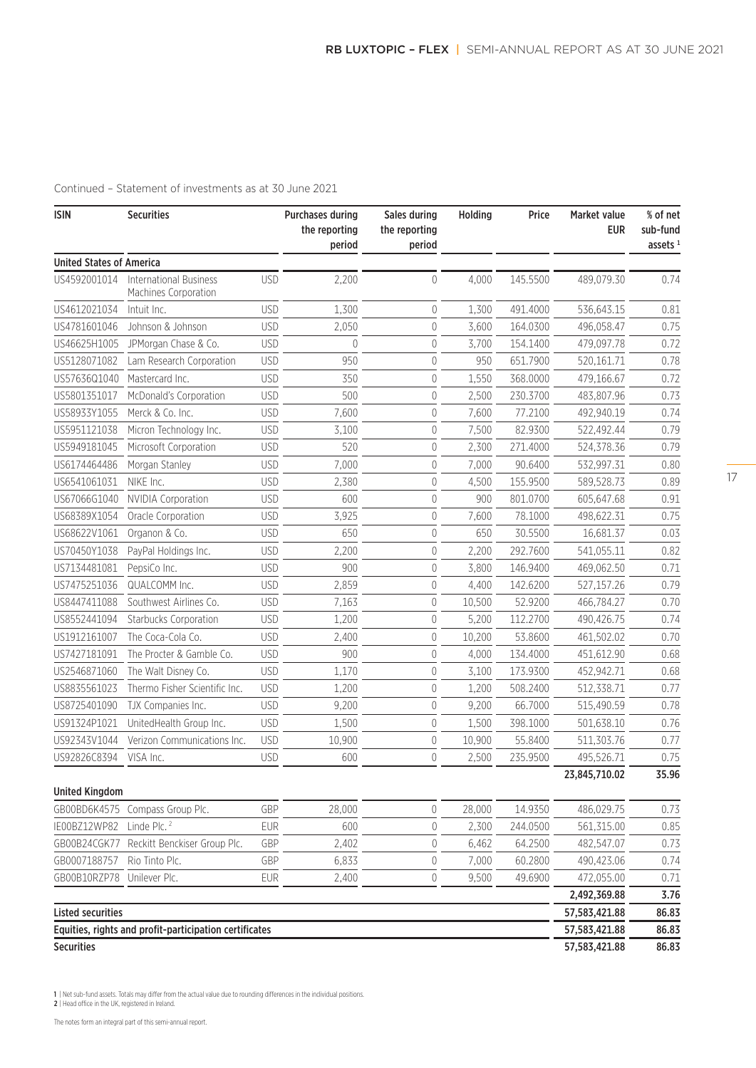Continued – Statement of investments as at 30 June 2021

| ISIN | Securities | | Purchases during the reporting period | Sales during the reporting period | Holding | Price | Market value EUR | % of net sub-fund assets [1] |
|---|---|---|---|---|---|---|---|---|
| **United States of America** | | | | | | | | |
| US4592001014 | International Business Machines Corporation | USD | 2,200 | 0 | 4,000 | 145.5500 | 489,079.30 | 0.74 |
| US4612021034 | Intuit Inc. | USD | 1,300 | 0 | 1,300 | 491.4000 | 536,643.15 | 0.81 |
| US4781601046 | Johnson & Johnson | USD | 2,050 | 0 | 3,600 | 164.0300 | 496,058.47 | 0.75 |
| US46625H1005 | JPMorgan Chase & Co. | USD | 0 | 0 | 3,700 | 154.1400 | 479,097.78 | 0.72 |
| US5128071082 | Lam Research Corporation | USD | 950 | 0 | 950 | 651.7900 | 520,161.71 | 0.78 |
| US57636Q1040 | Mastercard Inc. | USD | 350 | 0 | 1,550 | 368.0000 | 479,166.67 | 0.72 |
| US5801351017 | McDonald's Corporation | USD | 500 | 0 | 2,500 | 230.3700 | 483,807.96 | 0.73 |
| US58933Y1055 | Merck & Co. Inc. | USD | 7,600 | 0 | 7,600 | 77.2100 | 492,940.19 | 0.74 |
| US5951121038 | Micron Technology Inc. | USD | 3,100 | 0 | 7,500 | 82.9300 | 522,492.44 | 0.79 |
| US5949181045 | Microsoft Corporation | USD | 520 | 0 | 2,300 | 271.4000 | 524,378.36 | 0.79 |
| US6174464486 | Morgan Stanley | USD | 7,000 | 0 | 7,000 | 90.6400 | 532,997.31 | 0.80 |
| US6541061031 | NIKE Inc. | USD | 2,380 | 0 | 4,500 | 155.9500 | 589,528.73 | 0.89 |
| US67066G1040 | NVIDIA Corporation | USD | 600 | 0 | 900 | 801.0700 | 605,647.68 | 0.91 |
| US68389X1054 | Oracle Corporation | USD | 3,925 | 0 | 7,600 | 78.1000 | 498,622.31 | 0.75 |
| US68622V1061 | Organon & Co. | USD | 650 | 0 | 650 | 30.5500 | 16,681.37 | 0.03 |
| US70450Y1038 | PayPal Holdings Inc. | USD | 2,200 | 0 | 2,200 | 292.7600 | 541,055.11 | 0.82 |
| US7134481081 | PepsiCo Inc. | USD | 900 | 0 | 3,800 | 146.9400 | 469,062.50 | 0.71 |
| US7475251036 | QUALCOMM Inc. | USD | 2,859 | 0 | 4,400 | 142.6200 | 527,157.26 | 0.79 |
| US8447411088 | Southwest Airlines Co. | USD | 7,163 | 0 | 10,500 | 52.9200 | 466,784.27 | 0.70 |
| US8552441094 | Starbucks Corporation | USD | 1,200 | 0 | 5,200 | 112.2700 | 490,426.75 | 0.74 |
| US1912161007 | The Coca-Cola Co. | USD | 2,400 | 0 | 10,200 | 53.8600 | 461,502.02 | 0.70 |
| US7427181091 | The Procter & Gamble Co. | USD | 900 | 0 | 4,000 | 134.4000 | 451,612.90 | 0.68 |
| US2546871060 | The Walt Disney Co. | USD | 1,170 | 0 | 3,100 | 173.9300 | 452,942.71 | 0.68 |
| US8835561023 | Thermo Fisher Scientific Inc. | USD | 1,200 | 0 | 1,200 | 508.2400 | 512,338.71 | 0.77 |
| US8725401090 | TJX Companies Inc. | USD | 9,200 | 0 | 9,200 | 66.7000 | 515,490.59 | 0.78 |
| US91324P1021 | UnitedHealth Group Inc. | USD | 1,500 | 0 | 1,500 | 398.1000 | 501,638.10 | 0.76 |
| US92343V1044 | Verizon Communications Inc. | USD | 10,900 | 0 | 10,900 | 55.8400 | 511,303.76 | 0.77 |
| US92826C8394 | VISA Inc. | USD | 600 | 0 | 2,500 | 235.9500 | 495,526.71 | 0.75 |
| | | | | | | | **23,845,710.02** | **35.96** |
| **United Kingdom** | | | | | | | | |
| GB00BD6K4575 | Compass Group Plc. | GBP | 28,000 | 0 | 28,000 | 14.9350 | 486,029.75 | 0.73 |
| IE00BZ12WP82 | Linde Plc. [2] | EUR | 600 | 0 | 2,300 | 244.0500 | 561,315.00 | 0.85 |
| GB00B24CGK77 | Reckitt Benckiser Group Plc. | GBP | 2,402 | 0 | 6,462 | 64.2500 | 482,547.07 | 0.73 |
| GB0007188757 | Rio Tinto Plc. | GBP | 6,833 | 0 | 7,000 | 60.2800 | 490,423.06 | 0.74 |
| GB00B10RZP78 | Unilever Plc. | EUR | 2,400 | 0 | 9,500 | 49.6900 | 472,055.00 | 0.71 |
| | | | | | | | **2,492,369.88** | **3.76** |
| **Listed securities** | | | | | | | **57,583,421.88** | **86.83** |
| **Equities, rights and profit-participation certificates** | | | | | | | **57,583,421.88** | **86.83** |
| **Securities** | | | | | | | **57,583,421.88** | **86.83** |

**1** | Net sub-fund assets. Totals may differ from the actual value due to rounding differences in the individual positions.
**2** | Head office in the UK, registered in Ireland.

The notes form an integral part of this semi-annual report.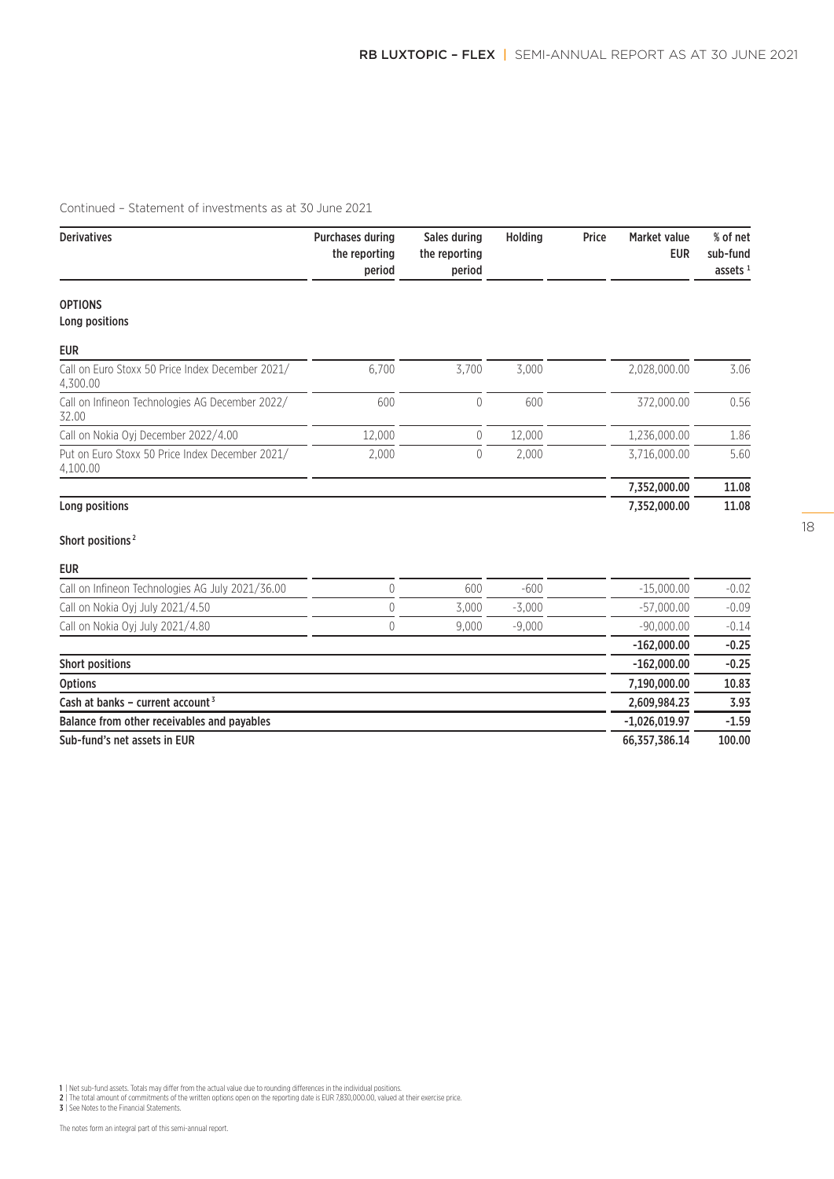Continued – Statement of investments as at 30 June 2021

| Derivatives | Purchases during the reporting period | Sales during the reporting period | Holding | Price | Market value EUR | % of net sub-fund assets [1] |
|---|---|---|---|---|---|---|
| **OPTIONS** | | | | | | |
| **Long positions** | | | | | | |
| **EUR** | | | | | | |
| Call on Euro Stoxx 50 Price Index December 2021/ 4,300.00 | 6,700 | 3,700 | 3,000 | | 2,028,000.00 | 3.06 |
| Call on Infineon Technologies AG December 2022/ 32.00 | 600 | 0 | 600 | | 372,000.00 | 0.56 |
| Call on Nokia Oyj December 2022/4.00 | 12,000 | 0 | 12,000 | | 1,236,000.00 | 1.86 |
| Put on Euro Stoxx 50 Price Index December 2021/ 4,100.00 | 2,000 | 0 | 2,000 | | 3,716,000.00 | 5.60 |
| | | | | | **7,352,000.00** | **11.08** |
| **Long positions** | | | | | **7,352,000.00** | **11.08** |
| **Short positions [2]** | | | | | | |
| **EUR** | | | | | | |
| Call on Infineon Technologies AG July 2021/36.00 | 0 | 600 | -600 | | -15,000.00 | -0.02 |
| Call on Nokia Oyj July 2021/4.50 | 0 | 3,000 | -3,000 | | -57,000.00 | -0.09 |
| Call on Nokia Oyj July 2021/4.80 | 0 | 9,000 | -9,000 | | -90,000.00 | -0.14 |
| | | | | | **-162,000.00** | **-0.25** |
| **Short positions** | | | | | **-162,000.00** | **-0.25** |
| **Options** | | | | | **7,190,000.00** | **10.83** |
| **Cash at banks – current account [3]** | | | | | **2,609,984.23** | **3.93** |
| **Balance from other receivables and payables** | | | | | **-1,026,019.97** | **-1.59** |
| **Sub-fund's net assets in EUR** | | | | | **66,357,386.14** | **100.00** |

**1** | Net sub-fund assets. Totals may differ from the actual value due to rounding differences in the individual positions.
**2** | The total amount of commitments of the written options open on the reporting date is EUR 7,830,000.00, valued at their exercise price.
**3** | See Notes to the Financial Statements.

The notes form an integral part of this semi-annual report.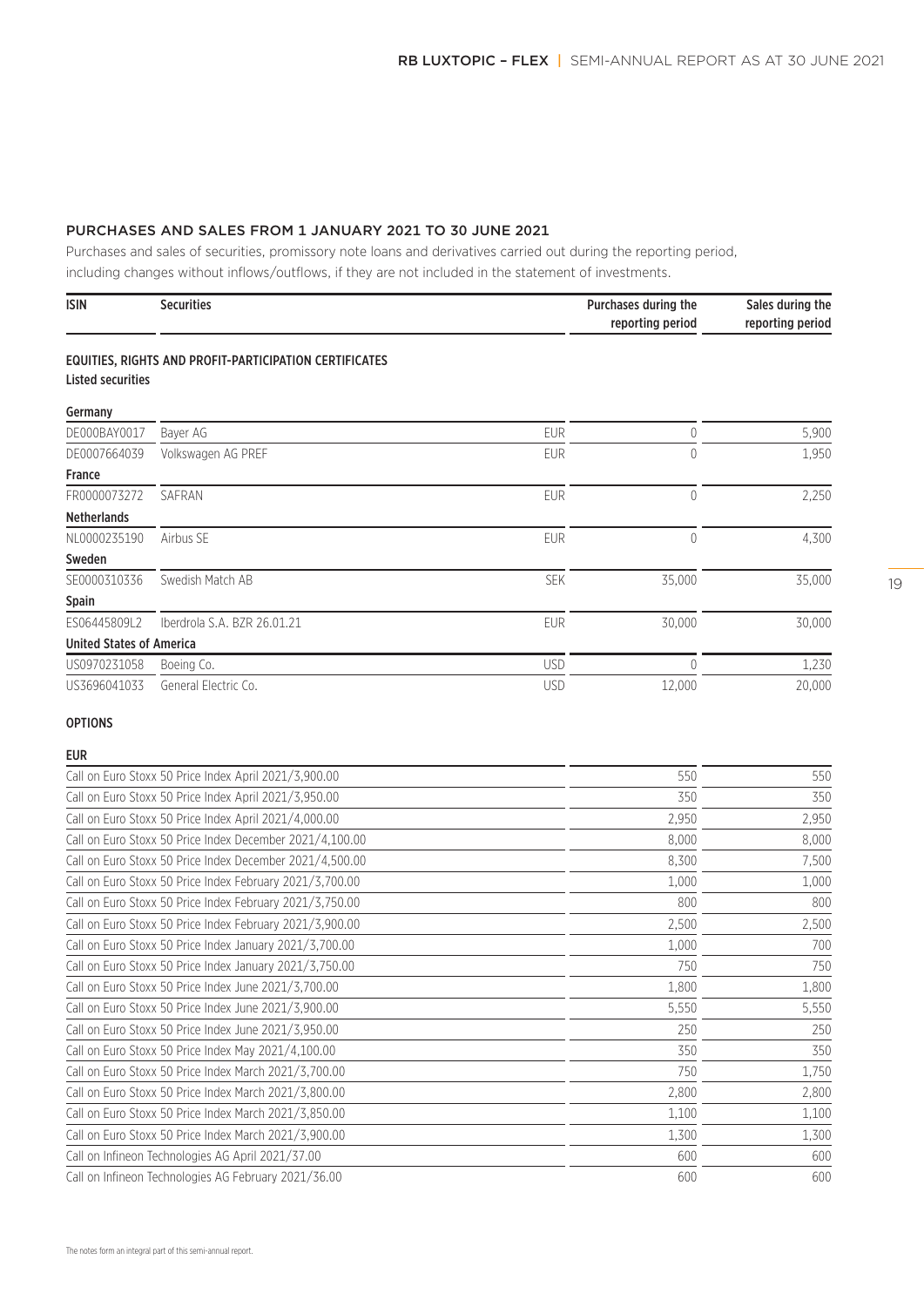## PURCHASES AND SALES FROM 1 JANUARY 2021 TO 30 JUNE 2021

Purchases and sales of securities, promissory note loans and derivatives carried out during the reporting period, including changes without inflows/outflows, if they are not included in the statement of investments.

| ISIN | Securities | | Purchases during the reporting period | Sales during the reporting period |
|---|---|---|---|---|
| **EQUITIES, RIGHTS AND PROFIT-PARTICIPATION CERTIFICATES** | | | | |
| **Listed securities** | | | | |
| **Germany** | | | | |
| DE000BAY0017 | Bayer AG | EUR | 0 | 5,900 |
| DE0007664039 | Volkswagen AG PREF | EUR | 0 | 1,950 |
| **France** | | | | |
| FR0000073272 | SAFRAN | EUR | 0 | 2,250 |
| **Netherlands** | | | | |
| NL0000235190 | Airbus SE | EUR | 0 | 4,300 |
| **Sweden** | | | | |
| SE0000310336 | Swedish Match AB | SEK | 35,000 | 35,000 |
| **Spain** | | | | |
| ES06445809L2 | Iberdrola S.A. BZR 26.01.21 | EUR | 30,000 | 30,000 |
| **United States of America** | | | | |
| US0970231058 | Boeing Co. | USD | 0 | 1,230 |
| US3696041033 | General Electric Co. | USD | 12,000 | 20,000 |

**OPTIONS**

**EUR**

| Securities | Purchases during the reporting period | Sales during the reporting period |
|---|---|---|
| Call on Euro Stoxx 50 Price Index April 2021/3,900.00 | 550 | 550 |
| Call on Euro Stoxx 50 Price Index April 2021/3,950.00 | 350 | 350 |
| Call on Euro Stoxx 50 Price Index April 2021/4,000.00 | 2,950 | 2,950 |
| Call on Euro Stoxx 50 Price Index December 2021/4,100.00 | 8,000 | 8,000 |
| Call on Euro Stoxx 50 Price Index December 2021/4,500.00 | 8,300 | 7,500 |
| Call on Euro Stoxx 50 Price Index February 2021/3,700.00 | 1,000 | 1,000 |
| Call on Euro Stoxx 50 Price Index February 2021/3,750.00 | 800 | 800 |
| Call on Euro Stoxx 50 Price Index February 2021/3,900.00 | 2,500 | 2,500 |
| Call on Euro Stoxx 50 Price Index January 2021/3,700.00 | 1,000 | 700 |
| Call on Euro Stoxx 50 Price Index January 2021/3,750.00 | 750 | 750 |
| Call on Euro Stoxx 50 Price Index June 2021/3,700.00 | 1,800 | 1,800 |
| Call on Euro Stoxx 50 Price Index June 2021/3,900.00 | 5,550 | 5,550 |
| Call on Euro Stoxx 50 Price Index June 2021/3,950.00 | 250 | 250 |
| Call on Euro Stoxx 50 Price Index May 2021/4,100.00 | 350 | 350 |
| Call on Euro Stoxx 50 Price Index March 2021/3,700.00 | 750 | 1,750 |
| Call on Euro Stoxx 50 Price Index March 2021/3,800.00 | 2,800 | 2,800 |
| Call on Euro Stoxx 50 Price Index March 2021/3,850.00 | 1,100 | 1,100 |
| Call on Euro Stoxx 50 Price Index March 2021/3,900.00 | 1,300 | 1,300 |
| Call on Infineon Technologies AG April 2021/37.00 | 600 | 600 |
| Call on Infineon Technologies AG February 2021/36.00 | 600 | 600 |

The notes form an integral part of this semi-annual report.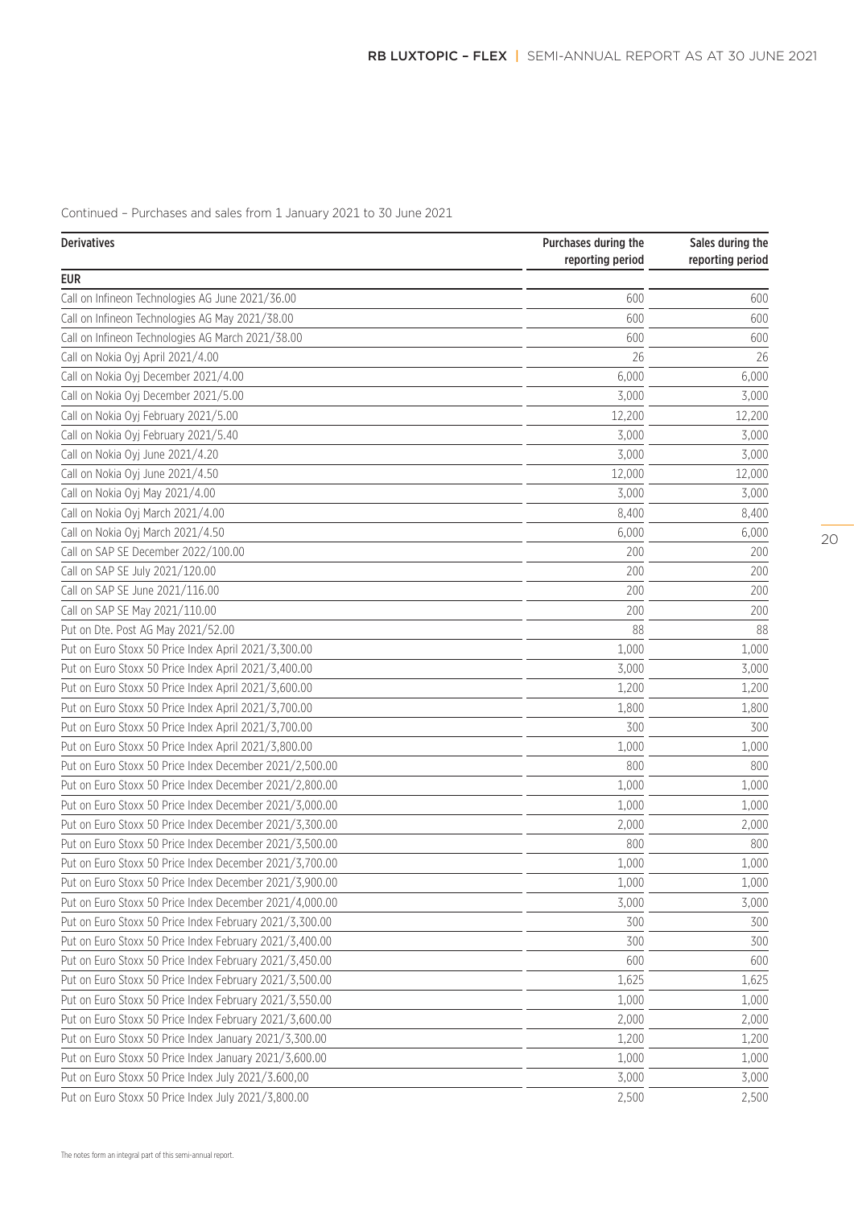Continued – Purchases and sales from 1 January 2021 to 30 June 2021

| Derivatives | Purchases during the reporting period | Sales during the reporting period |
|---|---|---|
| **EUR** | | |
| Call on Infineon Technologies AG June 2021/36.00 | 600 | 600 |
| Call on Infineon Technologies AG May 2021/38.00 | 600 | 600 |
| Call on Infineon Technologies AG March 2021/38.00 | 600 | 600 |
| Call on Nokia Oyj April 2021/4.00 | 26 | 26 |
| Call on Nokia Oyj December 2021/4.00 | 6,000 | 6,000 |
| Call on Nokia Oyj December 2021/5.00 | 3,000 | 3,000 |
| Call on Nokia Oyj February 2021/5.00 | 12,200 | 12,200 |
| Call on Nokia Oyj February 2021/5.40 | 3,000 | 3,000 |
| Call on Nokia Oyj June 2021/4.20 | 3,000 | 3,000 |
| Call on Nokia Oyj June 2021/4.50 | 12,000 | 12,000 |
| Call on Nokia Oyj May 2021/4.00 | 3,000 | 3,000 |
| Call on Nokia Oyj March 2021/4.00 | 8,400 | 8,400 |
| Call on Nokia Oyj March 2021/4.50 | 6,000 | 6,000 |
| Call on SAP SE December 2022/100.00 | 200 | 200 |
| Call on SAP SE July 2021/120.00 | 200 | 200 |
| Call on SAP SE June 2021/116.00 | 200 | 200 |
| Call on SAP SE May 2021/110.00 | 200 | 200 |
| Put on Dte. Post AG May 2021/52.00 | 88 | 88 |
| Put on Euro Stoxx 50 Price Index April 2021/3,300.00 | 1,000 | 1,000 |
| Put on Euro Stoxx 50 Price Index April 2021/3,400.00 | 3,000 | 3,000 |
| Put on Euro Stoxx 50 Price Index April 2021/3,600.00 | 1,200 | 1,200 |
| Put on Euro Stoxx 50 Price Index April 2021/3,700.00 | 1,800 | 1,800 |
| Put on Euro Stoxx 50 Price Index April 2021/3,700.00 | 300 | 300 |
| Put on Euro Stoxx 50 Price Index April 2021/3,800.00 | 1,000 | 1,000 |
| Put on Euro Stoxx 50 Price Index December 2021/2,500.00 | 800 | 800 |
| Put on Euro Stoxx 50 Price Index December 2021/2,800.00 | 1,000 | 1,000 |
| Put on Euro Stoxx 50 Price Index December 2021/3,000.00 | 1,000 | 1,000 |
| Put on Euro Stoxx 50 Price Index December 2021/3,300.00 | 2,000 | 2,000 |
| Put on Euro Stoxx 50 Price Index December 2021/3,500.00 | 800 | 800 |
| Put on Euro Stoxx 50 Price Index December 2021/3,700.00 | 1,000 | 1,000 |
| Put on Euro Stoxx 50 Price Index December 2021/3,900.00 | 1,000 | 1,000 |
| Put on Euro Stoxx 50 Price Index December 2021/4,000.00 | 3,000 | 3,000 |
| Put on Euro Stoxx 50 Price Index February 2021/3,300.00 | 300 | 300 |
| Put on Euro Stoxx 50 Price Index February 2021/3,400.00 | 300 | 300 |
| Put on Euro Stoxx 50 Price Index February 2021/3,450.00 | 600 | 600 |
| Put on Euro Stoxx 50 Price Index February 2021/3,500.00 | 1,625 | 1,625 |
| Put on Euro Stoxx 50 Price Index February 2021/3,550.00 | 1,000 | 1,000 |
| Put on Euro Stoxx 50 Price Index February 2021/3,600.00 | 2,000 | 2,000 |
| Put on Euro Stoxx 50 Price Index January 2021/3,300.00 | 1,200 | 1,200 |
| Put on Euro Stoxx 50 Price Index January 2021/3,600.00 | 1,000 | 1,000 |
| Put on Euro Stoxx 50 Price Index July 2021/3.600,00 | 3,000 | 3,000 |
| Put on Euro Stoxx 50 Price Index July 2021/3,800.00 | 2,500 | 2,500 |

The notes form an integral part of this semi-annual report.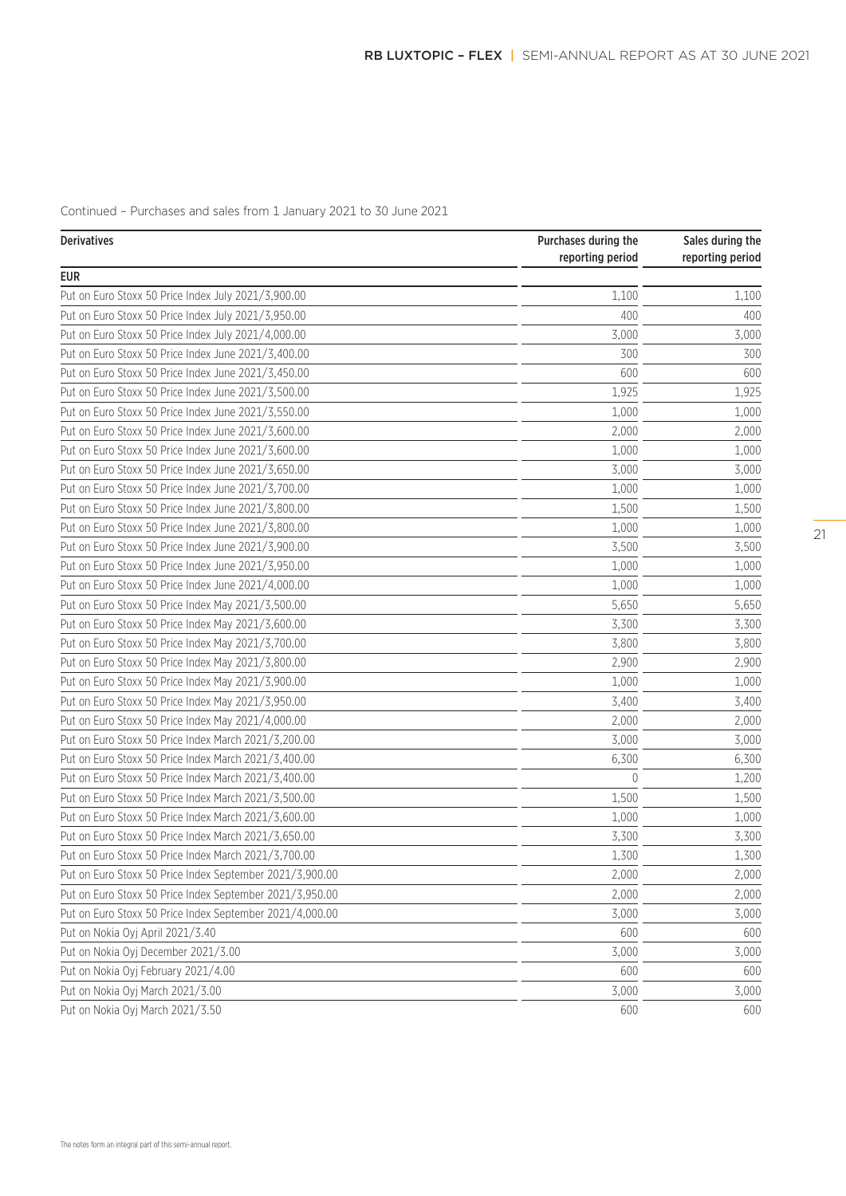Continued – Purchases and sales from 1 January 2021 to 30 June 2021

| Derivatives | Purchases during the reporting period | Sales during the reporting period |
|---|---|---|
| **EUR** | | |
| Put on Euro Stoxx 50 Price Index July 2021/3,900.00 | 1,100 | 1,100 |
| Put on Euro Stoxx 50 Price Index July 2021/3,950.00 | 400 | 400 |
| Put on Euro Stoxx 50 Price Index July 2021/4,000.00 | 3,000 | 3,000 |
| Put on Euro Stoxx 50 Price Index June 2021/3,400.00 | 300 | 300 |
| Put on Euro Stoxx 50 Price Index June 2021/3,450.00 | 600 | 600 |
| Put on Euro Stoxx 50 Price Index June 2021/3,500.00 | 1,925 | 1,925 |
| Put on Euro Stoxx 50 Price Index June 2021/3,550.00 | 1,000 | 1,000 |
| Put on Euro Stoxx 50 Price Index June 2021/3,600.00 | 2,000 | 2,000 |
| Put on Euro Stoxx 50 Price Index June 2021/3,600.00 | 1,000 | 1,000 |
| Put on Euro Stoxx 50 Price Index June 2021/3,650.00 | 3,000 | 3,000 |
| Put on Euro Stoxx 50 Price Index June 2021/3,700.00 | 1,000 | 1,000 |
| Put on Euro Stoxx 50 Price Index June 2021/3,800.00 | 1,500 | 1,500 |
| Put on Euro Stoxx 50 Price Index June 2021/3,800.00 | 1,000 | 1,000 |
| Put on Euro Stoxx 50 Price Index June 2021/3,900.00 | 3,500 | 3,500 |
| Put on Euro Stoxx 50 Price Index June 2021/3,950.00 | 1,000 | 1,000 |
| Put on Euro Stoxx 50 Price Index June 2021/4,000.00 | 1,000 | 1,000 |
| Put on Euro Stoxx 50 Price Index May 2021/3,500.00 | 5,650 | 5,650 |
| Put on Euro Stoxx 50 Price Index May 2021/3,600.00 | 3,300 | 3,300 |
| Put on Euro Stoxx 50 Price Index May 2021/3,700.00 | 3,800 | 3,800 |
| Put on Euro Stoxx 50 Price Index May 2021/3,800.00 | 2,900 | 2,900 |
| Put on Euro Stoxx 50 Price Index May 2021/3,900.00 | 1,000 | 1,000 |
| Put on Euro Stoxx 50 Price Index May 2021/3,950.00 | 3,400 | 3,400 |
| Put on Euro Stoxx 50 Price Index May 2021/4,000.00 | 2,000 | 2,000 |
| Put on Euro Stoxx 50 Price Index March 2021/3,200.00 | 3,000 | 3,000 |
| Put on Euro Stoxx 50 Price Index March 2021/3,400.00 | 6,300 | 6,300 |
| Put on Euro Stoxx 50 Price Index March 2021/3,400.00 | 0 | 1,200 |
| Put on Euro Stoxx 50 Price Index March 2021/3,500.00 | 1,500 | 1,500 |
| Put on Euro Stoxx 50 Price Index March 2021/3,600.00 | 1,000 | 1,000 |
| Put on Euro Stoxx 50 Price Index March 2021/3,650.00 | 3,300 | 3,300 |
| Put on Euro Stoxx 50 Price Index March 2021/3,700.00 | 1,300 | 1,300 |
| Put on Euro Stoxx 50 Price Index September 2021/3,900.00 | 2,000 | 2,000 |
| Put on Euro Stoxx 50 Price Index September 2021/3,950.00 | 2,000 | 2,000 |
| Put on Euro Stoxx 50 Price Index September 2021/4,000.00 | 3,000 | 3,000 |
| Put on Nokia Oyj April 2021/3.40 | 600 | 600 |
| Put on Nokia Oyj December 2021/3.00 | 3,000 | 3,000 |
| Put on Nokia Oyj February 2021/4.00 | 600 | 600 |
| Put on Nokia Oyj March 2021/3.00 | 3,000 | 3,000 |
| Put on Nokia Oyj March 2021/3.50 | 600 | 600 |

The notes form an integral part of this semi-annual report.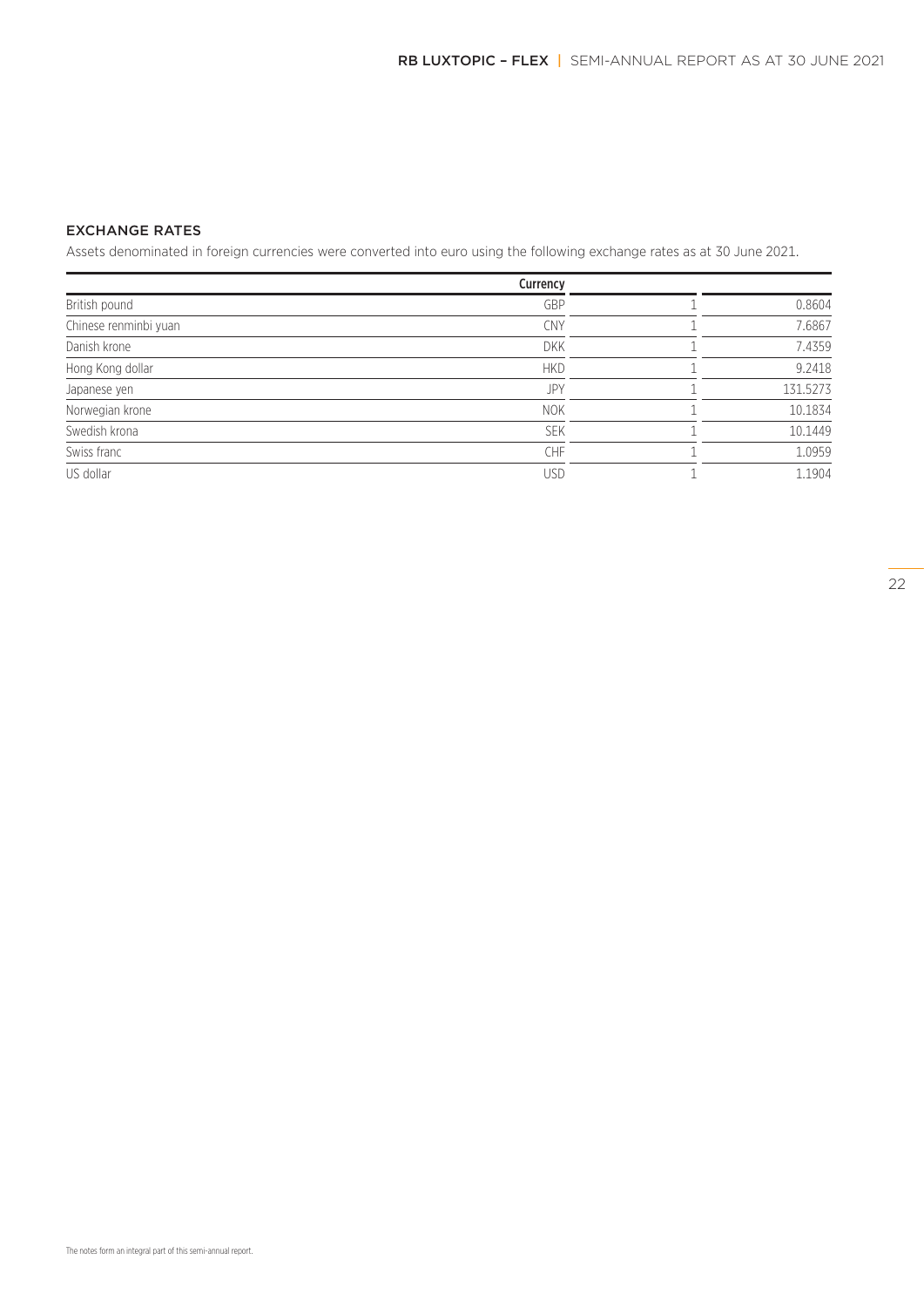## EXCHANGE RATES

Assets denominated in foreign currencies were converted into euro using the following exchange rates as at 30 June 2021.

| | Currency | | |
|---|---|---|---|
| British pound | GBP | 1 | 0.8604 |
| Chinese renminbi yuan | CNY | 1 | 7.6867 |
| Danish krone | DKK | 1 | 7.4359 |
| Hong Kong dollar | HKD | 1 | 9.2418 |
| Japanese yen | JPY | 1 | 131.5273 |
| Norwegian krone | NOK | 1 | 10.1834 |
| Swedish krona | SEK | 1 | 10.1449 |
| Swiss franc | CHF | 1 | 1.0959 |
| US dollar | USD | 1 | 1.1904 |

The notes form an integral part of this semi-annual report.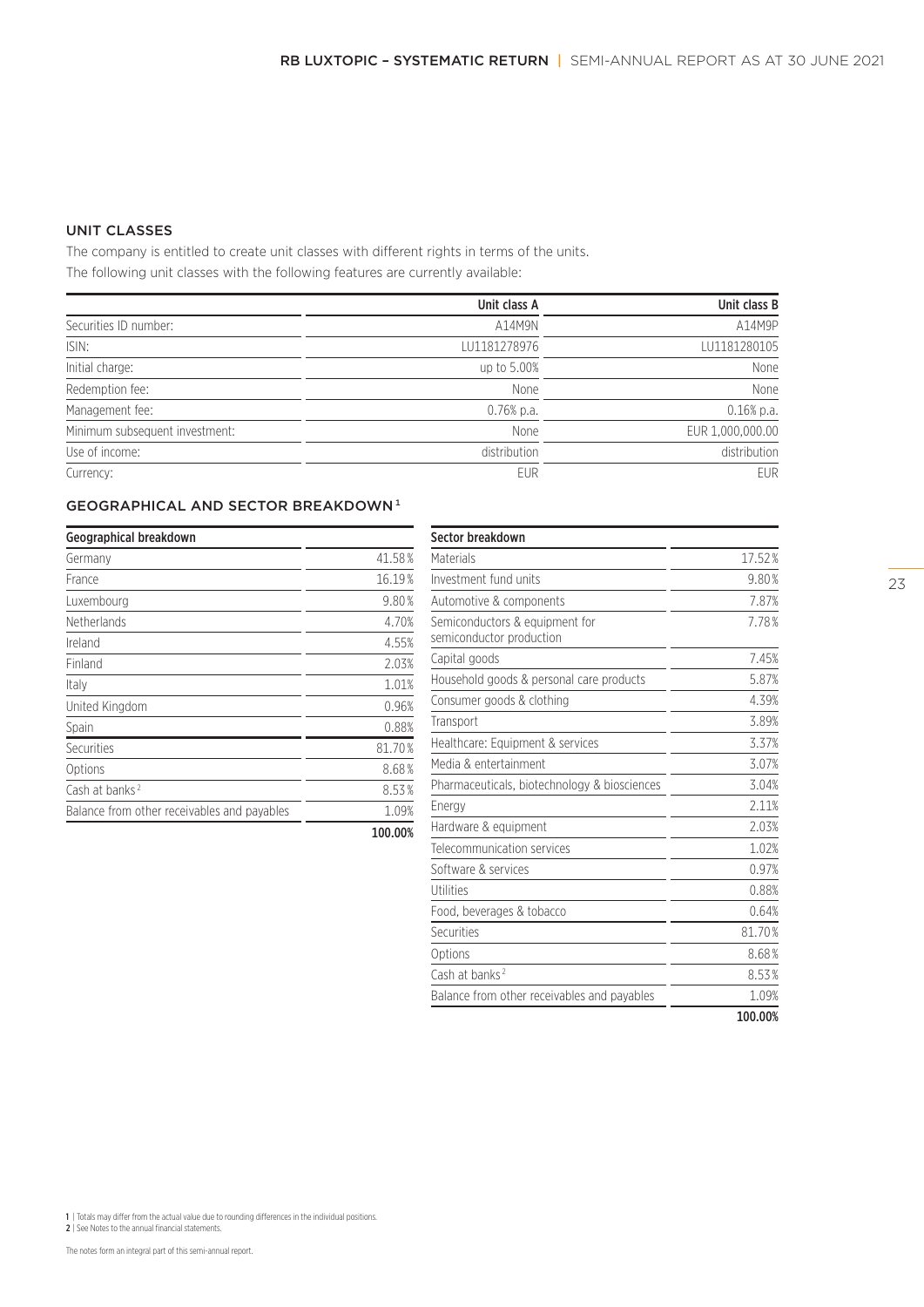## UNIT CLASSES

The company is entitled to create unit classes with different rights in terms of the units.
The following unit classes with the following features are currently available:

| | Unit class A | Unit class B |
|---|---|---|
| Securities ID number: | A14M9N | A14M9P |
| ISIN: | LU1181278976 | LU1181280105 |
| Initial charge: | up to 5.00% | None |
| Redemption fee: | None | None |
| Management fee: | 0.76% p.a. | 0.16% p.a. |
| Minimum subsequent investment: | None | EUR 1,000,000.00 |
| Use of income: | distribution | distribution |
| Currency: | EUR | EUR |

## GEOGRAPHICAL AND SECTOR BREAKDOWN[1]

| Geographical breakdown | |
|---|---|
| Germany | 41.58% |
| France | 16.19% |
| Luxembourg | 9.80% |
| Netherlands | 4.70% |
| Ireland | 4.55% |
| Finland | 2.03% |
| Italy | 1.01% |
| United Kingdom | 0.96% |
| Spain | 0.88% |
| Securities | 81.70% |
| Options | 8.68% |
| Cash at banks[2] | 8.53% |
| Balance from other receivables and payables | 1.09% |
| | **100.00%** |

| Sector breakdown | |
|---|---|
| Materials | 17.52% |
| Investment fund units | 9.80% |
| Automotive & components | 7.87% |
| Semiconductors & equipment for semiconductor production | 7.78% |
| Capital goods | 7.45% |
| Household goods & personal care products | 5.87% |
| Consumer goods & clothing | 4.39% |
| Transport | 3.89% |
| Healthcare: Equipment & services | 3.37% |
| Media & entertainment | 3.07% |
| Pharmaceuticals, biotechnology & biosciences | 3.04% |
| Energy | 2.11% |
| Hardware & equipment | 2.03% |
| Telecommunication services | 1.02% |
| Software & services | 0.97% |
| Utilities | 0.88% |
| Food, beverages & tobacco | 0.64% |
| Securities | 81.70% |
| Options | 8.68% |
| Cash at banks[2] | 8.53% |
| Balance from other receivables and payables | 1.09% |
| | **100.00%** |

1 | Totals may differ from the actual value due to rounding differences in the individual positions.
2 | See Notes to the annual financial statements.

The notes form an integral part of this semi-annual report.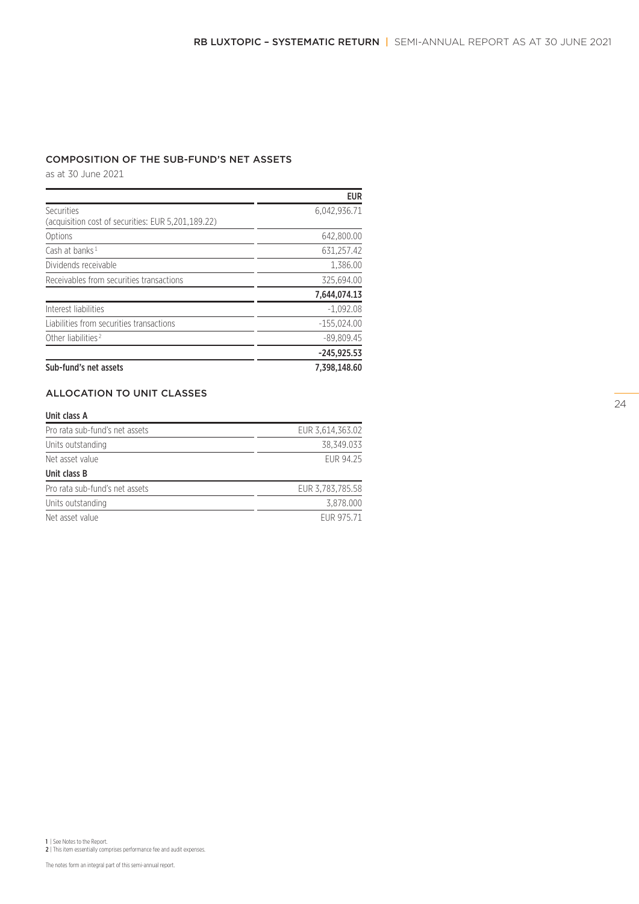## COMPOSITION OF THE SUB-FUND'S NET ASSETS

as at 30 June 2021

| | EUR |
|---|---|
| Securities<br>(acquisition cost of securities: EUR 5,201,189.22) | 6,042,936.71 |
| Options | 642,800.00 |
| Cash at banks[1] | 631,257.42 |
| Dividends receivable | 1,386.00 |
| Receivables from securities transactions | 325,694.00 |
| | **7,644,074.13** |
| Interest liabilities | -1,092.08 |
| Liabilities from securities transactions | -155,024.00 |
| Other liabilities[2] | -89,809.45 |
| | **-245,925.53** |
| **Sub-fund's net assets** | **7,398,148.60** |

## ALLOCATION TO UNIT CLASSES

| **Unit class A** | |
|---|---|
| Pro rata sub-fund's net assets | EUR 3,614,363.02 |
| Units outstanding | 38,349.033 |
| Net asset value | EUR 94.25 |
| **Unit class B** | |
| Pro rata sub-fund's net assets | EUR 3,783,785.58 |
| Units outstanding | 3,878.000 |
| Net asset value | EUR 975.71 |

**1** | See Notes to the Report.
**2** | This item essentially comprises performance fee and audit expenses.

The notes form an integral part of this semi-annual report.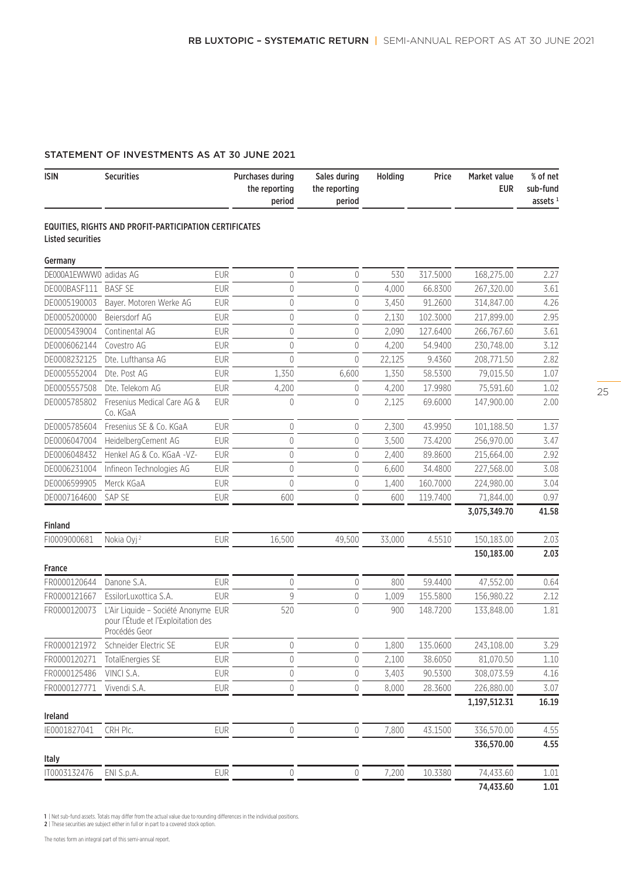## STATEMENT OF INVESTMENTS AS AT 30 JUNE 2021

| ISIN | Securities | | Purchases during the reporting period | Sales during the reporting period | Holding | Price | Market value EUR | % of net sub-fund assets [1] |
|---|---|---|---|---|---|---|---|---|
| **EQUITIES, RIGHTS AND PROFIT-PARTICIPATION CERTIFICATES** | | | | | | | | |
| **Listed securities** | | | | | | | | |
| **Germany** | | | | | | | | |
| DE000A1EWWW0 | adidas AG | EUR | 0 | 0 | 530 | 317.5000 | 168,275.00 | 2.27 |
| DE000BASF111 | BASF SE | EUR | 0 | 0 | 4,000 | 66.8300 | 267,320.00 | 3.61 |
| DE0005190003 | Bayer. Motoren Werke AG | EUR | 0 | 0 | 3,450 | 91.2600 | 314,847.00 | 4.26 |
| DE0005200000 | Beiersdorf AG | EUR | 0 | 0 | 2,130 | 102.3000 | 217,899.00 | 2.95 |
| DE0005439004 | Continental AG | EUR | 0 | 0 | 2,090 | 127.6400 | 266,767.60 | 3.61 |
| DE0006062144 | Covestro AG | EUR | 0 | 0 | 4,200 | 54.9400 | 230,748.00 | 3.12 |
| DE0008232125 | Dte. Lufthansa AG | EUR | 0 | 0 | 22,125 | 9.4360 | 208,771.50 | 2.82 |
| DE0005552004 | Dte. Post AG | EUR | 1,350 | 6,600 | 1,350 | 58.5300 | 79,015.50 | 1.07 |
| DE0005557508 | Dte. Telekom AG | EUR | 4,200 | 0 | 4,200 | 17.9980 | 75,591.60 | 1.02 |
| DE0005785802 | Fresenius Medical Care AG & Co. KGaA | EUR | 0 | 0 | 2,125 | 69.6000 | 147,900.00 | 2.00 |
| DE0005785604 | Fresenius SE & Co. KGaA | EUR | 0 | 0 | 2,300 | 43.9950 | 101,188.50 | 1.37 |
| DE0006047004 | HeidelbergCement AG | EUR | 0 | 0 | 3,500 | 73.4200 | 256,970.00 | 3.47 |
| DE0006048432 | Henkel AG & Co. KGaA -VZ- | EUR | 0 | 0 | 2,400 | 89.8600 | 215,664.00 | 2.92 |
| DE0006231004 | Infineon Technologies AG | EUR | 0 | 0 | 6,600 | 34.4800 | 227,568.00 | 3.08 |
| DE0006599905 | Merck KGaA | EUR | 0 | 0 | 1,400 | 160.7000 | 224,980.00 | 3.04 |
| DE0007164600 | SAP SE | EUR | 600 | 0 | 600 | 119.7400 | 71,844.00 | 0.97 |
| | | | | | | | **3,075,349.70** | **41.58** |
| **Finland** | | | | | | | | |
| FI0009000681 | Nokia Oyj [2] | EUR | 16,500 | 49,500 | 33,000 | 4.5510 | 150,183.00 | 2.03 |
| | | | | | | | **150,183.00** | **2.03** |
| **France** | | | | | | | | |
| FR0000120644 | Danone S.A. | EUR | 0 | 0 | 800 | 59.4400 | 47,552.00 | 0.64 |
| FR0000121667 | EssilorLuxottica S.A. | EUR | 9 | 0 | 1,009 | 155.5800 | 156,980.22 | 2.12 |
| FR0000120073 | L'Air Liquide – Société Anonyme pour l'Étude et l'Exploitation des Procédés Geor | EUR | 520 | 0 | 900 | 148.7200 | 133,848.00 | 1.81 |
| FR0000121972 | Schneider Electric SE | EUR | 0 | 0 | 1,800 | 135.0600 | 243,108.00 | 3.29 |
| FR0000120271 | TotalEnergies SE | EUR | 0 | 0 | 2,100 | 38.6050 | 81,070.50 | 1.10 |
| FR0000125486 | VINCI S.A. | EUR | 0 | 0 | 3,403 | 90.5300 | 308,073.59 | 4.16 |
| FR0000127771 | Vivendi S.A. | EUR | 0 | 0 | 8,000 | 28.3600 | 226,880.00 | 3.07 |
| | | | | | | | **1,197,512.31** | **16.19** |
| **Ireland** | | | | | | | | |
| IE0001827041 | CRH Plc. | EUR | 0 | 0 | 7,800 | 43.1500 | 336,570.00 | 4.55 |
| | | | | | | | **336,570.00** | **4.55** |
| **Italy** | | | | | | | | |
| IT0003132476 | ENI S.p.A. | EUR | 0 | 0 | 7,200 | 10.3380 | 74,433.60 | 1.01 |
| | | | | | | | **74,433.60** | **1.01** |

1 | Net sub-fund assets. Totals may differ from the actual value due to rounding differences in the individual positions.
2 | These securities are subject either in full or in part to a covered stock option.

The notes form an integral part of this semi-annual report.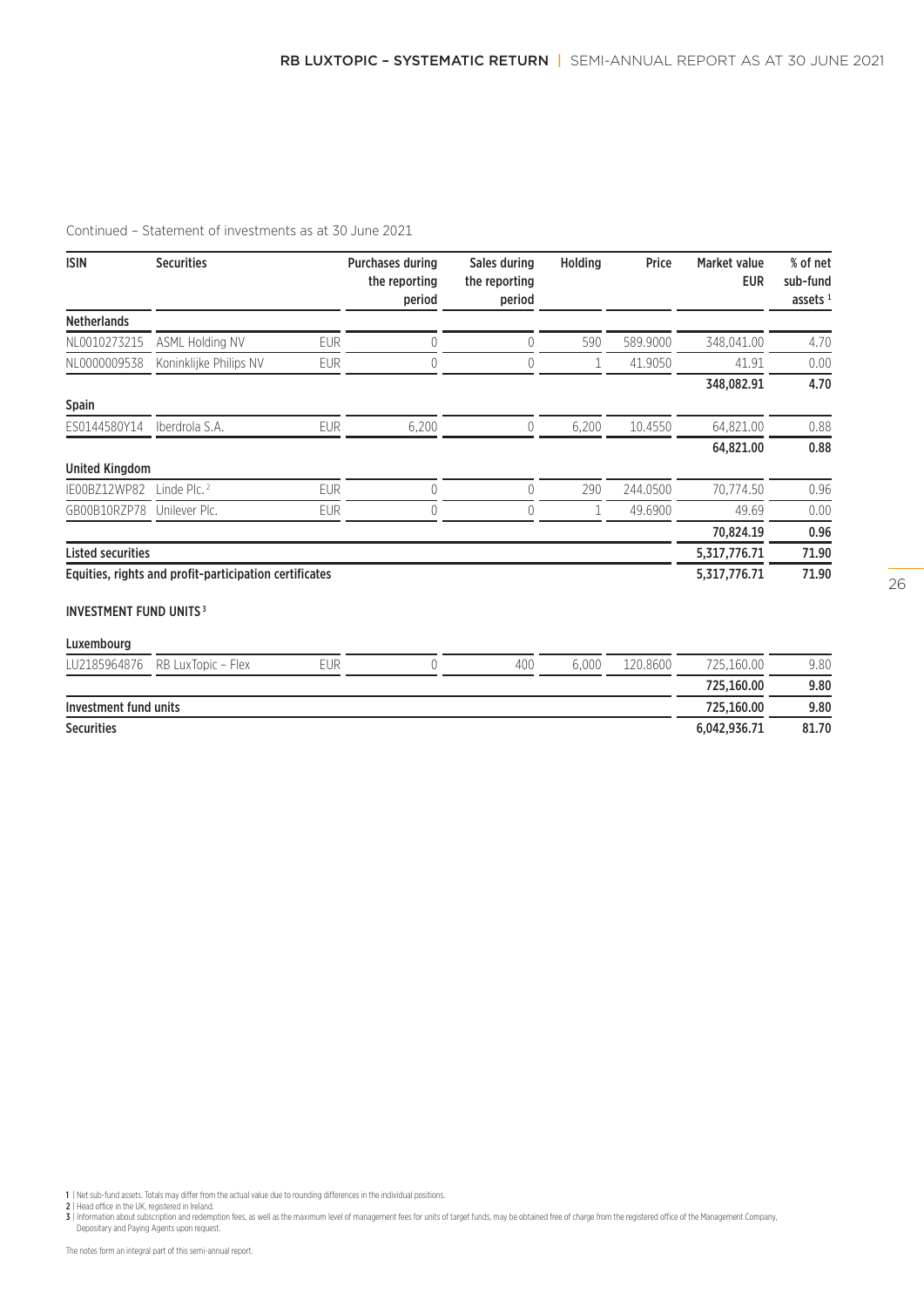Continued – Statement of investments as at 30 June 2021

| ISIN | Securities | | Purchases during the reporting period | Sales during the reporting period | Holding | Price | Market value EUR | % of net sub-fund assets [1] |
|---|---|---|---|---|---|---|---|---|
| **Netherlands** | | | | | | | | |
| NL0010273215 | ASML Holding NV | EUR | 0 | 0 | 590 | 589.9000 | 348,041.00 | 4.70 |
| NL0000009538 | Koninklijke Philips NV | EUR | 0 | 0 | 1 | 41.9050 | 41.91 | 0.00 |
| | | | | | | | **348,082.91** | **4.70** |
| **Spain** | | | | | | | | |
| ES0144580Y14 | Iberdrola S.A. | EUR | 6,200 | 0 | 6,200 | 10.4550 | 64,821.00 | 0.88 |
| | | | | | | | **64,821.00** | **0.88** |
| **United Kingdom** | | | | | | | | |
| IE00BZ12WP82 | Linde Plc. [2] | EUR | 0 | 0 | 290 | 244.0500 | 70,774.50 | 0.96 |
| GB00B10RZP78 | Unilever Plc. | EUR | 0 | 0 | 1 | 49.6900 | 49.69 | 0.00 |
| | | | | | | | **70,824.19** | **0.96** |
| **Listed securities** | | | | | | | **5,317,776.71** | **71.90** |
| **Equities, rights and profit-participation certificates** | | | | | | | **5,317,776.71** | **71.90** |

**INVESTMENT FUND UNITS [3]**

| ISIN | Securities | | Purchases during the reporting period | Sales during the reporting period | Holding | Price | Market value EUR | % of net sub-fund assets [1] |
|---|---|---|---|---|---|---|---|---|
| **Luxembourg** | | | | | | | | |
| LU2185964876 | RB LuxTopic – Flex | EUR | 0 | 400 | 6,000 | 120.8600 | 725,160.00 | 9.80 |
| | | | | | | | **725,160.00** | **9.80** |
| **Investment fund units** | | | | | | | **725,160.00** | **9.80** |
| **Securities** | | | | | | | **6,042,936.71** | **81.70** |

1 | Net sub-fund assets. Totals may differ from the actual value due to rounding differences in the individual positions.
2 | Head office in the UK, registered in Ireland.
3 | Information about subscription and redemption fees, as well as the maximum level of management fees for units of target funds, may be obtained free of charge from the registered office of the Management Company, Depositary and Paying Agents upon request.

The notes form an integral part of this semi-annual report.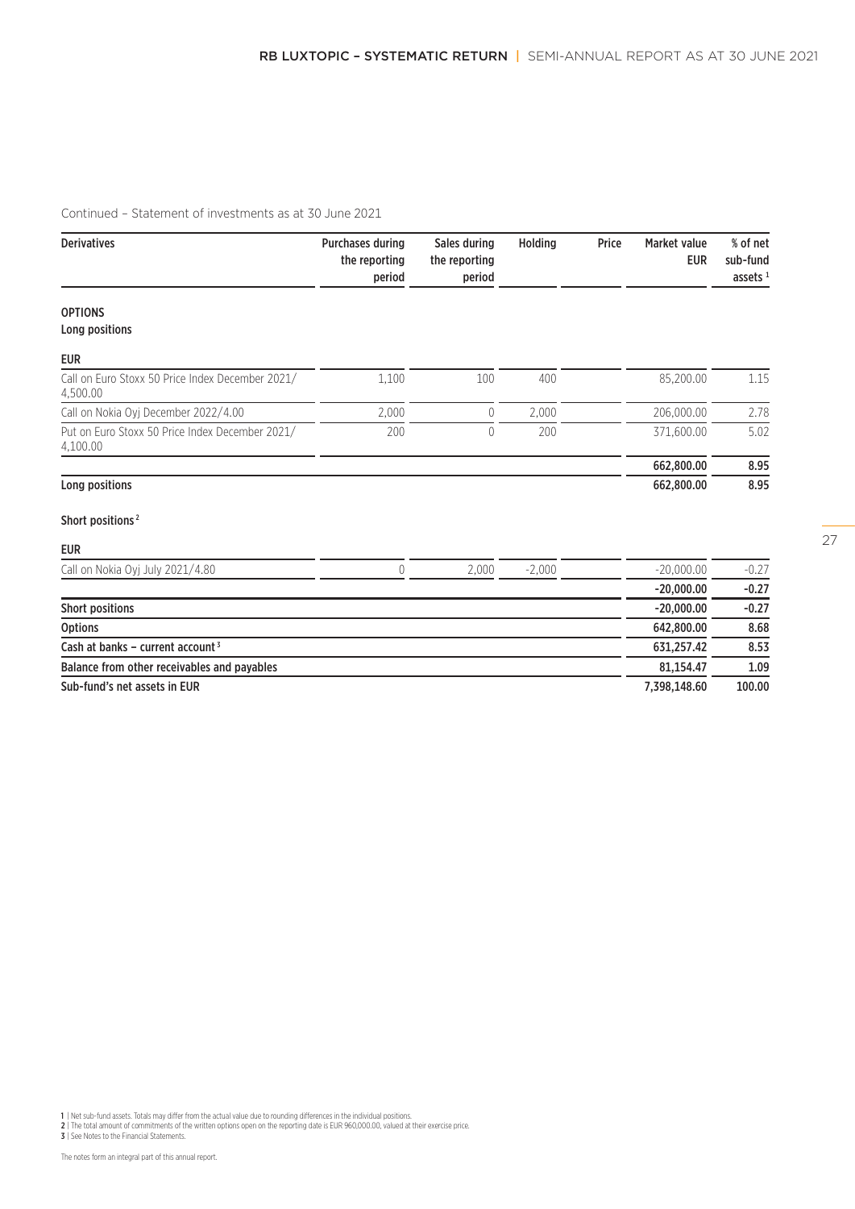Continued – Statement of investments as at 30 June 2021

| Derivatives | Purchases during the reporting period | Sales during the reporting period | Holding | Price | Market value EUR | % of net sub-fund assets [1] |
|---|---|---|---|---|---|---|
| **OPTIONS** | | | | | | |
| **Long positions** | | | | | | |
| **EUR** | | | | | | |
| Call on Euro Stoxx 50 Price Index December 2021/ 4,500.00 | 1,100 | 100 | 400 | | 85,200.00 | 1.15 |
| Call on Nokia Oyj December 2022/4.00 | 2,000 | 0 | 2,000 | | 206,000.00 | 2.78 |
| Put on Euro Stoxx 50 Price Index December 2021/ 4,100.00 | 200 | 0 | 200 | | 371,600.00 | 5.02 |
| | | | | | **662,800.00** | **8.95** |
| **Long positions** | | | | | **662,800.00** | **8.95** |
| **Short positions [2]** | | | | | | |
| **EUR** | | | | | | |
| Call on Nokia Oyj July 2021/4.80 | 0 | 2,000 | -2,000 | | -20,000.00 | -0.27 |
| | | | | | **-20,000.00** | **-0.27** |
| **Short positions** | | | | | **-20,000.00** | **-0.27** |
| **Options** | | | | | **642,800.00** | **8.68** |
| **Cash at banks – current account [3]** | | | | | **631,257.42** | **8.53** |
| **Balance from other receivables and payables** | | | | | **81,154.47** | **1.09** |
| **Sub-fund's net assets in EUR** | | | | | **7,398,148.60** | **100.00** |

**1** | Net sub-fund assets. Totals may differ from the actual value due to rounding differences in the individual positions.
**2** | The total amount of commitments of the written options open on the reporting date is EUR 960,000.00, valued at their exercise price.
**3** | See Notes to the Financial Statements.

The notes form an integral part of this annual report.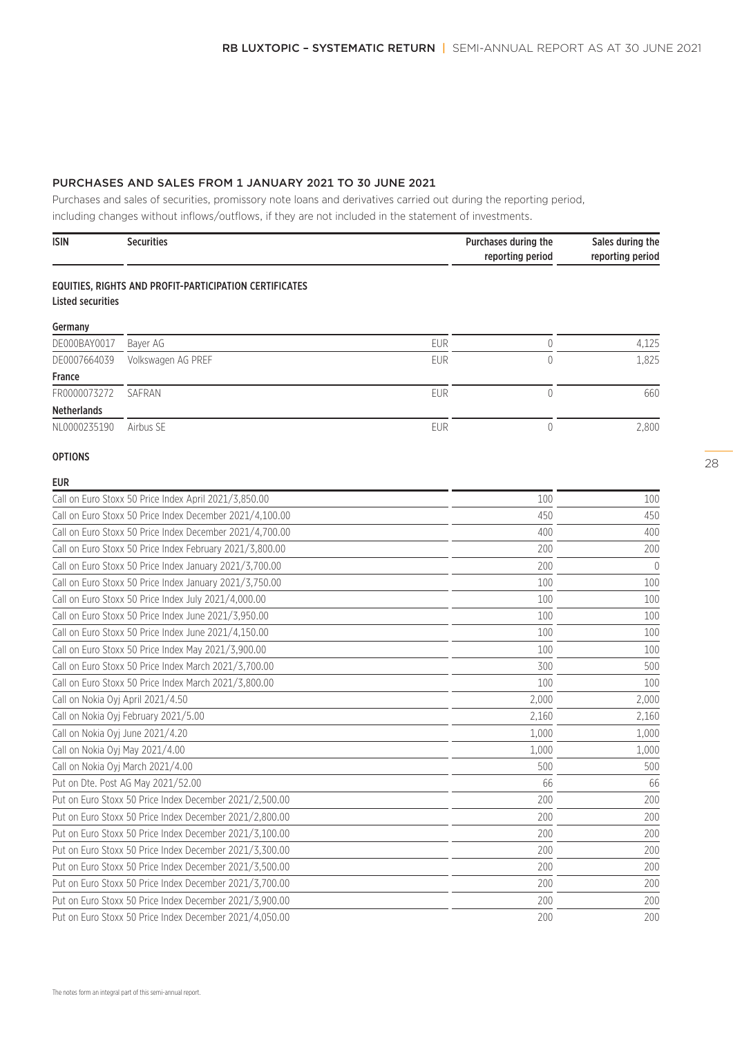## PURCHASES AND SALES FROM 1 JANUARY 2021 TO 30 JUNE 2021

Purchases and sales of securities, promissory note loans and derivatives carried out during the reporting period, including changes without inflows/outflows, if they are not included in the statement of investments.

| ISIN | Securities | | Purchases during the reporting period | Sales during the reporting period |
|---|---|---|---|---|
| **EQUITIES, RIGHTS AND PROFIT-PARTICIPATION CERTIFICATES** | | | | |
| **Listed securities** | | | | |
| **Germany** | | | | |
| DE000BAY0017 | Bayer AG | EUR | 0 | 4,125 |
| DE0007664039 | Volkswagen AG PREF | EUR | 0 | 1,825 |
| **France** | | | | |
| FR0000073272 | SAFRAN | EUR | 0 | 660 |
| **Netherlands** | | | | |
| NL0000235190 | Airbus SE | EUR | 0 | 2,800 |
| **OPTIONS** | | | | |
| **EUR** | | | | |
| Call on Euro Stoxx 50 Price Index April 2021/3,850.00 | | | 100 | 100 |
| Call on Euro Stoxx 50 Price Index December 2021/4,100.00 | | | 450 | 450 |
| Call on Euro Stoxx 50 Price Index December 2021/4,700.00 | | | 400 | 400 |
| Call on Euro Stoxx 50 Price Index February 2021/3,800.00 | | | 200 | 200 |
| Call on Euro Stoxx 50 Price Index January 2021/3,700.00 | | | 200 | 0 |
| Call on Euro Stoxx 50 Price Index January 2021/3,750.00 | | | 100 | 100 |
| Call on Euro Stoxx 50 Price Index July 2021/4,000.00 | | | 100 | 100 |
| Call on Euro Stoxx 50 Price Index June 2021/3,950.00 | | | 100 | 100 |
| Call on Euro Stoxx 50 Price Index June 2021/4,150.00 | | | 100 | 100 |
| Call on Euro Stoxx 50 Price Index May 2021/3,900.00 | | | 100 | 100 |
| Call on Euro Stoxx 50 Price Index March 2021/3,700.00 | | | 300 | 500 |
| Call on Euro Stoxx 50 Price Index March 2021/3,800.00 | | | 100 | 100 |
| Call on Nokia Oyj April 2021/4.50 | | | 2,000 | 2,000 |
| Call on Nokia Oyj February 2021/5.00 | | | 2,160 | 2,160 |
| Call on Nokia Oyj June 2021/4.20 | | | 1,000 | 1,000 |
| Call on Nokia Oyj May 2021/4.00 | | | 1,000 | 1,000 |
| Call on Nokia Oyj March 2021/4.00 | | | 500 | 500 |
| Put on Dte. Post AG May 2021/52.00 | | | 66 | 66 |
| Put on Euro Stoxx 50 Price Index December 2021/2,500.00 | | | 200 | 200 |
| Put on Euro Stoxx 50 Price Index December 2021/2,800.00 | | | 200 | 200 |
| Put on Euro Stoxx 50 Price Index December 2021/3,100.00 | | | 200 | 200 |
| Put on Euro Stoxx 50 Price Index December 2021/3,300.00 | | | 200 | 200 |
| Put on Euro Stoxx 50 Price Index December 2021/3,500.00 | | | 200 | 200 |
| Put on Euro Stoxx 50 Price Index December 2021/3,700.00 | | | 200 | 200 |
| Put on Euro Stoxx 50 Price Index December 2021/3,900.00 | | | 200 | 200 |
| Put on Euro Stoxx 50 Price Index December 2021/4,050.00 | | | 200 | 200 |

The notes form an integral part of this semi-annual report.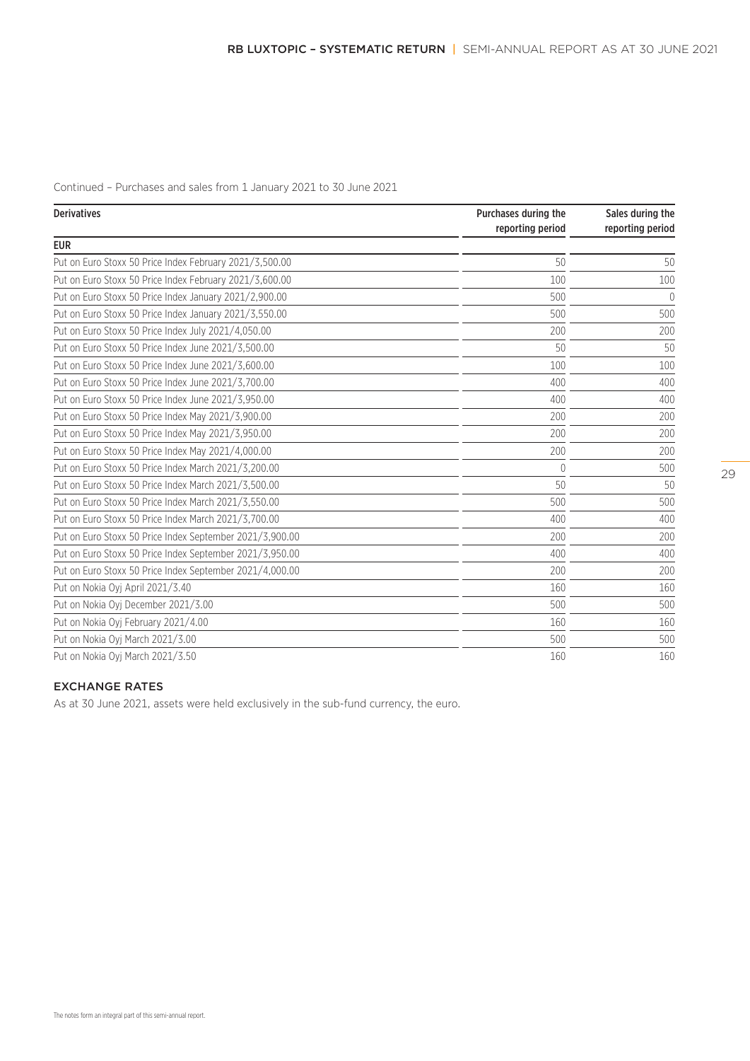Continued – Purchases and sales from 1 January 2021 to 30 June 2021

| Derivatives | Purchases during the reporting period | Sales during the reporting period |
|---|---|---|
| **EUR** | | |
| Put on Euro Stoxx 50 Price Index February 2021/3,500.00 | 50 | 50 |
| Put on Euro Stoxx 50 Price Index February 2021/3,600.00 | 100 | 100 |
| Put on Euro Stoxx 50 Price Index January 2021/2,900.00 | 500 | 0 |
| Put on Euro Stoxx 50 Price Index January 2021/3,550.00 | 500 | 500 |
| Put on Euro Stoxx 50 Price Index July 2021/4,050.00 | 200 | 200 |
| Put on Euro Stoxx 50 Price Index June 2021/3,500.00 | 50 | 50 |
| Put on Euro Stoxx 50 Price Index June 2021/3,600.00 | 100 | 100 |
| Put on Euro Stoxx 50 Price Index June 2021/3,700.00 | 400 | 400 |
| Put on Euro Stoxx 50 Price Index June 2021/3,950.00 | 400 | 400 |
| Put on Euro Stoxx 50 Price Index May 2021/3,900.00 | 200 | 200 |
| Put on Euro Stoxx 50 Price Index May 2021/3,950.00 | 200 | 200 |
| Put on Euro Stoxx 50 Price Index May 2021/4,000.00 | 200 | 200 |
| Put on Euro Stoxx 50 Price Index March 2021/3,200.00 | 0 | 500 |
| Put on Euro Stoxx 50 Price Index March 2021/3,500.00 | 50 | 50 |
| Put on Euro Stoxx 50 Price Index March 2021/3,550.00 | 500 | 500 |
| Put on Euro Stoxx 50 Price Index March 2021/3,700.00 | 400 | 400 |
| Put on Euro Stoxx 50 Price Index September 2021/3,900.00 | 200 | 200 |
| Put on Euro Stoxx 50 Price Index September 2021/3,950.00 | 400 | 400 |
| Put on Euro Stoxx 50 Price Index September 2021/4,000.00 | 200 | 200 |
| Put on Nokia Oyj April 2021/3.40 | 160 | 160 |
| Put on Nokia Oyj December 2021/3.00 | 500 | 500 |
| Put on Nokia Oyj February 2021/4.00 | 160 | 160 |
| Put on Nokia Oyj March 2021/3.00 | 500 | 500 |
| Put on Nokia Oyj March 2021/3.50 | 160 | 160 |

## EXCHANGE RATES

As at 30 June 2021, assets were held exclusively in the sub-fund currency, the euro.

The notes form an integral part of this semi-annual report.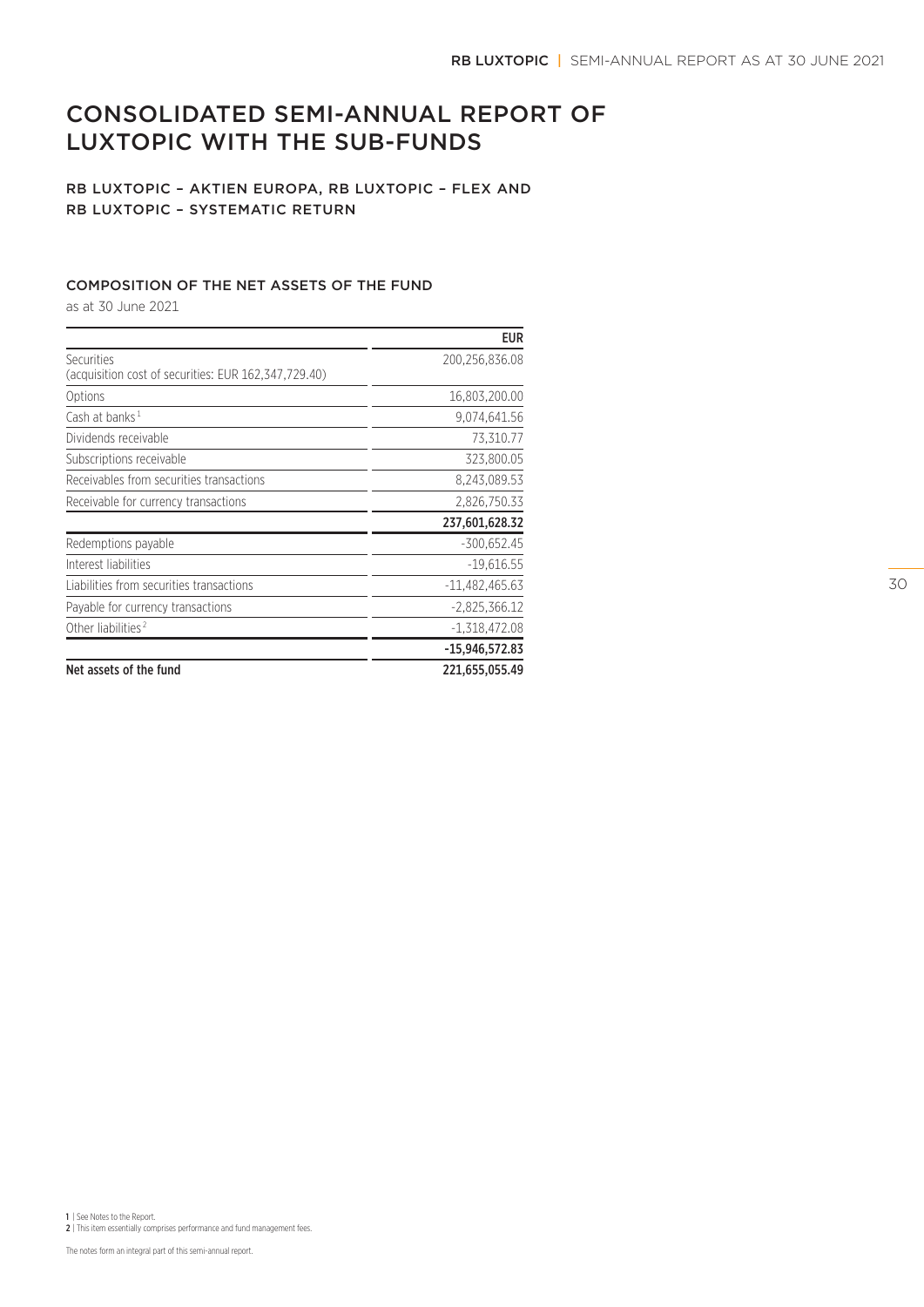# CONSOLIDATED SEMI-ANNUAL REPORT OF LUXTOPIC WITH THE SUB-FUNDS

## RB LUXTOPIC – AKTIEN EUROPA, RB LUXTOPIC – FLEX AND RB LUXTOPIC – SYSTEMATIC RETURN

### COMPOSITION OF THE NET ASSETS OF THE FUND

as at 30 June 2021

| | EUR |
|---|---|
| Securities (acquisition cost of securities: EUR 162,347,729.40) | 200,256,836.08 |
| Options | 16,803,200.00 |
| Cash at banks [1] | 9,074,641.56 |
| Dividends receivable | 73,310.77 |
| Subscriptions receivable | 323,800.05 |
| Receivables from securities transactions | 8,243,089.53 |
| Receivable for currency transactions | 2,826,750.33 |
| | **237,601,628.32** |
| Redemptions payable | -300,652.45 |
| Interest liabilities | -19,616.55 |
| Liabilities from securities transactions | -11,482,465.63 |
| Payable for currency transactions | -2,825,366.12 |
| Other liabilities [2] | -1,318,472.08 |
| | **-15,946,572.83** |
| **Net assets of the fund** | **221,655,055.49** |

1 | See Notes to the Report.
2 | This item essentially comprises performance and fund management fees.

The notes form an integral part of this semi-annual report.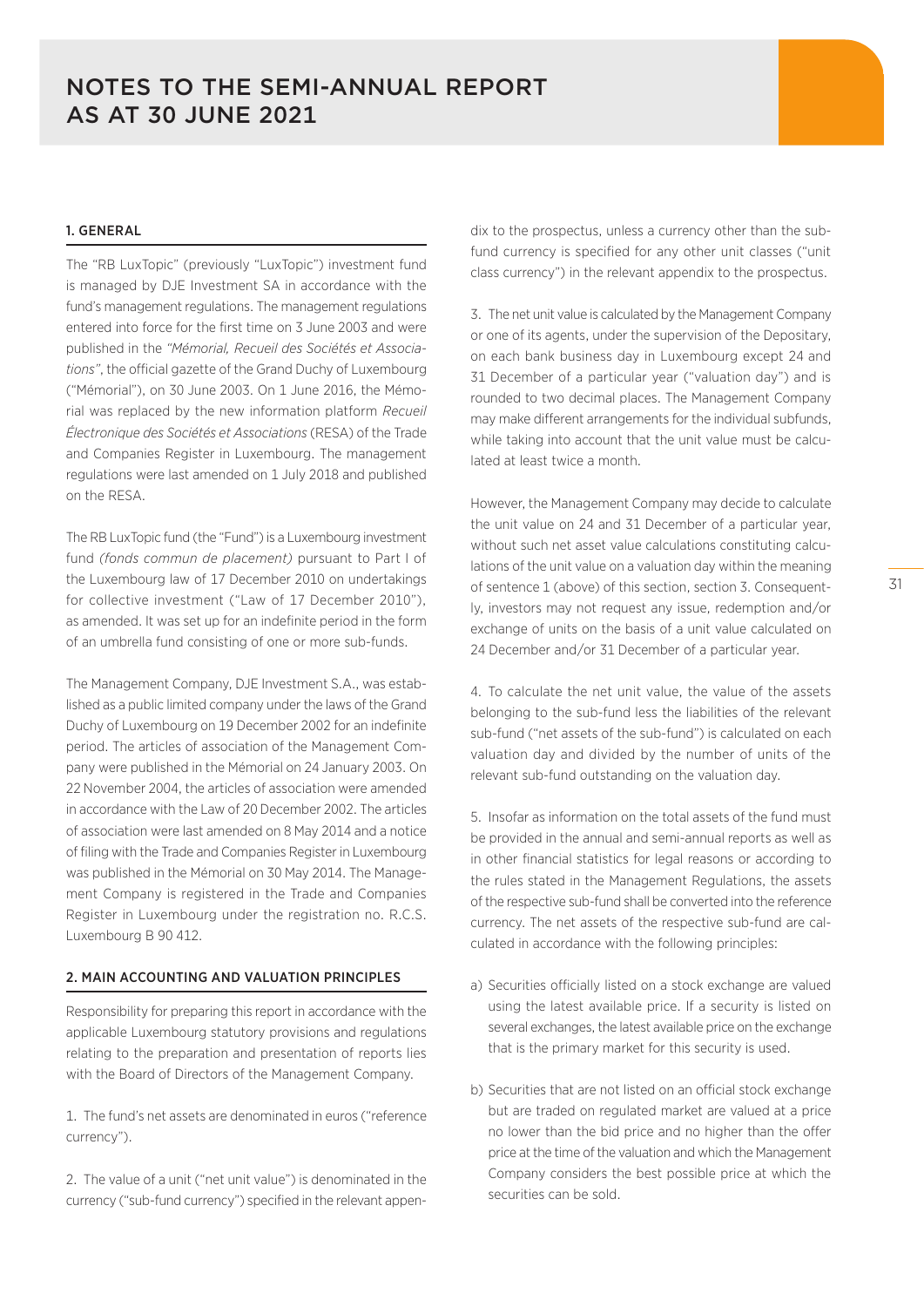# NOTES TO THE SEMI-ANNUAL REPORT AS AT 30 JUNE 2021

## 1. GENERAL

The "RB LuxTopic" (previously "LuxTopic") investment fund is managed by DJE Investment SA in accordance with the fund's management regulations. The management regulations entered into force for the first time on 3 June 2003 and were published in the *"Mémorial, Recueil des Sociétés et Associations"*, the official gazette of the Grand Duchy of Luxembourg ("Mémorial"), on 30 June 2003. On 1 June 2016, the Mémorial was replaced by the new information platform *Recueil Électronique des Sociétés et Associations* (RESA) of the Trade and Companies Register in Luxembourg. The management regulations were last amended on 1 July 2018 and published on the RESA.

The RB LuxTopic fund (the "Fund") is a Luxembourg investment fund *(fonds commun de placement)* pursuant to Part I of the Luxembourg law of 17 December 2010 on undertakings for collective investment ("Law of 17 December 2010"), as amended. It was set up for an indefinite period in the form of an umbrella fund consisting of one or more sub-funds.

The Management Company, DJE Investment S.A., was established as a public limited company under the laws of the Grand Duchy of Luxembourg on 19 December 2002 for an indefinite period. The articles of association of the Management Company were published in the Mémorial on 24 January 2003. On 22 November 2004, the articles of association were amended in accordance with the Law of 20 December 2002. The articles of association were last amended on 8 May 2014 and a notice of filing with the Trade and Companies Register in Luxembourg was published in the Mémorial on 30 May 2014. The Management Company is registered in the Trade and Companies Register in Luxembourg under the registration no. R.C.S. Luxembourg B 90 412.

## 2. MAIN ACCOUNTING AND VALUATION PRINCIPLES

Responsibility for preparing this report in accordance with the applicable Luxembourg statutory provisions and regulations relating to the preparation and presentation of reports lies with the Board of Directors of the Management Company.

1. The fund's net assets are denominated in euros ("reference currency").

2. The value of a unit ("net unit value") is denominated in the currency ("sub-fund currency") specified in the relevant appendix to the prospectus, unless a currency other than the sub-fund currency is specified for any other unit classes ("unit class currency") in the relevant appendix to the prospectus.

3. The net unit value is calculated by the Management Company or one of its agents, under the supervision of the Depositary, on each bank business day in Luxembourg except 24 and 31 December of a particular year ("valuation day") and is rounded to two decimal places. The Management Company may make different arrangements for the individual subfunds, while taking into account that the unit value must be calculated at least twice a month.

However, the Management Company may decide to calculate the unit value on 24 and 31 December of a particular year, without such net asset value calculations constituting calculations of the unit value on a valuation day within the meaning of sentence 1 (above) of this section, section 3. Consequently, investors may not request any issue, redemption and/or exchange of units on the basis of a unit value calculated on 24 December and/or 31 December of a particular year.

4. To calculate the net unit value, the value of the assets belonging to the sub-fund less the liabilities of the relevant sub-fund ("net assets of the sub-fund") is calculated on each valuation day and divided by the number of units of the relevant sub-fund outstanding on the valuation day.

5. Insofar as information on the total assets of the fund must be provided in the annual and semi-annual reports as well as in other financial statistics for legal reasons or according to the rules stated in the Management Regulations, the assets of the respective sub-fund shall be converted into the reference currency. The net assets of the respective sub-fund are calculated in accordance with the following principles:

a) Securities officially listed on a stock exchange are valued using the latest available price. If a security is listed on several exchanges, the latest available price on the exchange that is the primary market for this security is used.

b) Securities that are not listed on an official stock exchange but are traded on regulated market are valued at a price no lower than the bid price and no higher than the offer price at the time of the valuation and which the Management Company considers the best possible price at which the securities can be sold.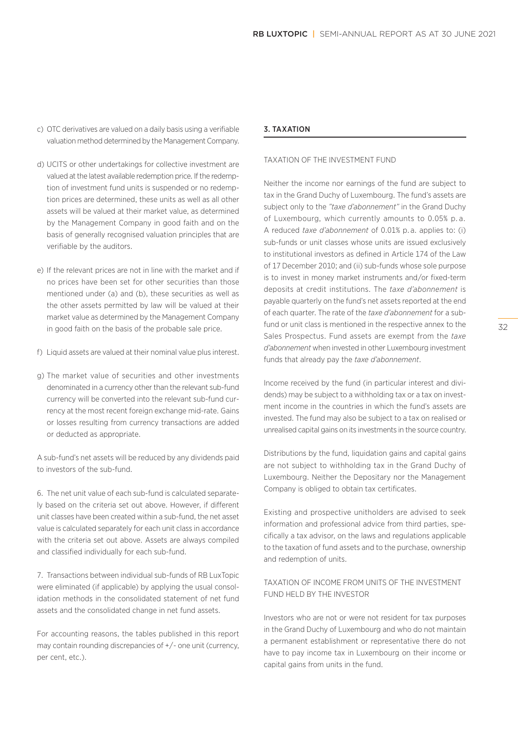c) OTC derivatives are valued on a daily basis using a verifiable valuation method determined by the Management Company.

d) UCITS or other undertakings for collective investment are valued at the latest available redemption price. If the redemption of investment fund units is suspended or no redemption prices are determined, these units as well as all other assets will be valued at their market value, as determined by the Management Company in good faith and on the basis of generally recognised valuation principles that are verifiable by the auditors.

e) If the relevant prices are not in line with the market and if no prices have been set for other securities than those mentioned under (a) and (b), these securities as well as the other assets permitted by law will be valued at their market value as determined by the Management Company in good faith on the basis of the probable sale price.

f) Liquid assets are valued at their nominal value plus interest.

g) The market value of securities and other investments denominated in a currency other than the relevant sub-fund currency will be converted into the relevant sub-fund currency at the most recent foreign exchange mid-rate. Gains or losses resulting from currency transactions are added or deducted as appropriate.

A sub-fund's net assets will be reduced by any dividends paid to investors of the sub-fund.

6. The net unit value of each sub-fund is calculated separately based on the criteria set out above. However, if different unit classes have been created within a sub-fund, the net asset value is calculated separately for each unit class in accordance with the criteria set out above. Assets are always compiled and classified individually for each sub-fund.

7. Transactions between individual sub-funds of RB LuxTopic were eliminated (if applicable) by applying the usual consolidation methods in the consolidated statement of net fund assets and the consolidated change in net fund assets.

For accounting reasons, the tables published in this report may contain rounding discrepancies of +/- one unit (currency, per cent, etc.).

## 3. TAXATION

### TAXATION OF THE INVESTMENT FUND

Neither the income nor earnings of the fund are subject to tax in the Grand Duchy of Luxembourg. The fund's assets are subject only to the *"taxe d'abonnement"* in the Grand Duchy of Luxembourg, which currently amounts to 0.05% p.a. A reduced *taxe d'abonnement* of 0.01% p.a. applies to: (i) sub-funds or unit classes whose units are issued exclusively to institutional investors as defined in Article 174 of the Law of 17 December 2010; and (ii) sub-funds whose sole purpose is to invest in money market instruments and/or fixed-term deposits at credit institutions. The *taxe d'abonnement* is payable quarterly on the fund's net assets reported at the end of each quarter. The rate of the *taxe d'abonnement* for a sub-fund or unit class is mentioned in the respective annex to the Sales Prospectus. Fund assets are exempt from the *taxe d'abonnement* when invested in other Luxembourg investment funds that already pay the *taxe d'abonnement*.

Income received by the fund (in particular interest and dividends) may be subject to a withholding tax or a tax on investment income in the countries in which the fund's assets are invested. The fund may also be subject to a tax on realised or unrealised capital gains on its investments in the source country.

Distributions by the fund, liquidation gains and capital gains are not subject to withholding tax in the Grand Duchy of Luxembourg. Neither the Depositary nor the Management Company is obliged to obtain tax certificates.

Existing and prospective unitholders are advised to seek information and professional advice from third parties, specifically a tax advisor, on the laws and regulations applicable to the taxation of fund assets and to the purchase, ownership and redemption of units.

### TAXATION OF INCOME FROM UNITS OF THE INVESTMENT FUND HELD BY THE INVESTOR

Investors who are not or were not resident for tax purposes in the Grand Duchy of Luxembourg and who do not maintain a permanent establishment or representative there do not have to pay income tax in Luxembourg on their income or capital gains from units in the fund.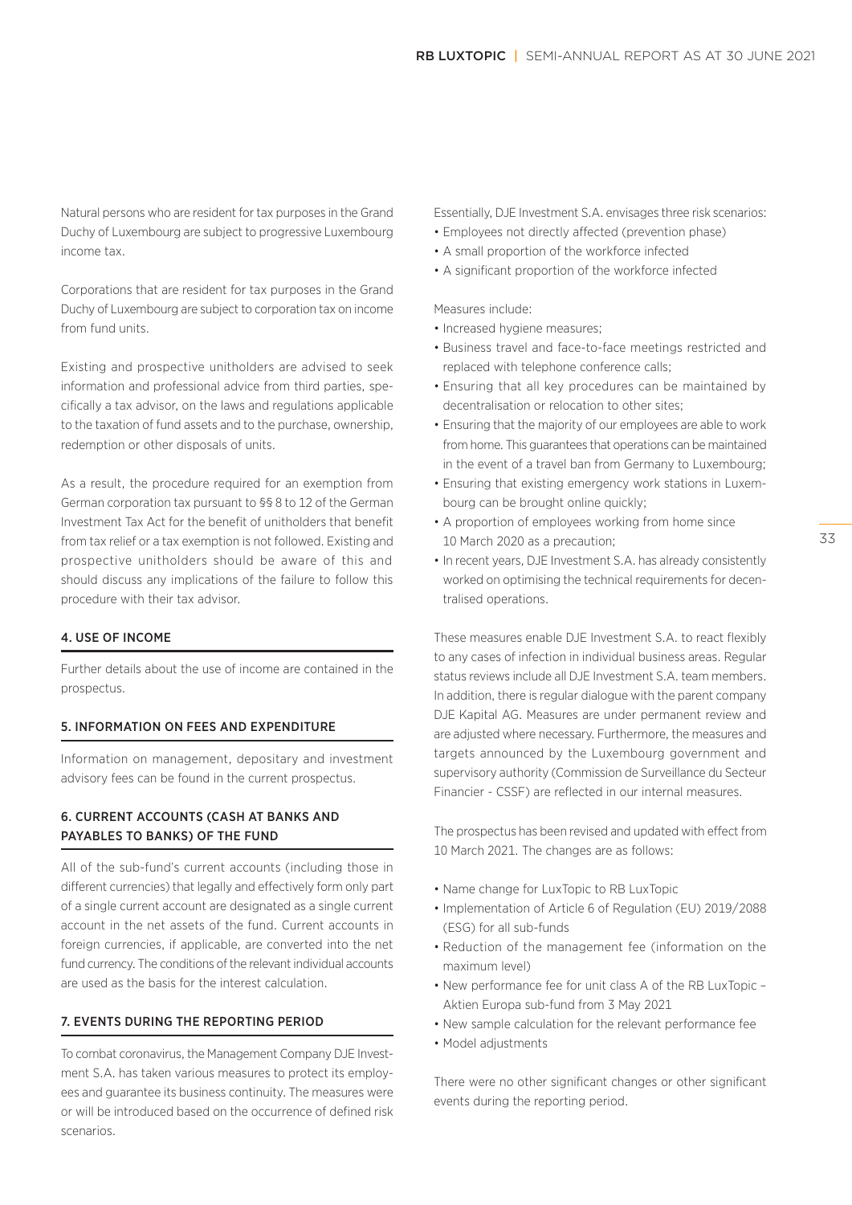Natural persons who are resident for tax purposes in the Grand Duchy of Luxembourg are subject to progressive Luxembourg income tax.

Corporations that are resident for tax purposes in the Grand Duchy of Luxembourg are subject to corporation tax on income from fund units.

Existing and prospective unitholders are advised to seek information and professional advice from third parties, specifically a tax advisor, on the laws and regulations applicable to the taxation of fund assets and to the purchase, ownership, redemption or other disposals of units.

As a result, the procedure required for an exemption from German corporation tax pursuant to §§ 8 to 12 of the German Investment Tax Act for the benefit of unitholders that benefit from tax relief or a tax exemption is not followed. Existing and prospective unitholders should be aware of this and should discuss any implications of the failure to follow this procedure with their tax advisor.

## 4. USE OF INCOME

Further details about the use of income are contained in the prospectus.

## 5. INFORMATION ON FEES AND EXPENDITURE

Information on management, depositary and investment advisory fees can be found in the current prospectus.

## 6. CURRENT ACCOUNTS (CASH AT BANKS AND PAYABLES TO BANKS) OF THE FUND

All of the sub-fund's current accounts (including those in different currencies) that legally and effectively form only part of a single current account are designated as a single current account in the net assets of the fund. Current accounts in foreign currencies, if applicable, are converted into the net fund currency. The conditions of the relevant individual accounts are used as the basis for the interest calculation.

## 7. EVENTS DURING THE REPORTING PERIOD

To combat coronavirus, the Management Company DJE Investment S.A. has taken various measures to protect its employees and guarantee its business continuity. The measures were or will be introduced based on the occurrence of defined risk scenarios.

Essentially, DJE Investment S.A. envisages three risk scenarios:

- Employees not directly affected (prevention phase)
- A small proportion of the workforce infected
- A significant proportion of the workforce infected

Measures include:

- Increased hygiene measures;
- Business travel and face-to-face meetings restricted and replaced with telephone conference calls;
- Ensuring that all key procedures can be maintained by decentralisation or relocation to other sites;
- Ensuring that the majority of our employees are able to work from home. This guarantees that operations can be maintained in the event of a travel ban from Germany to Luxembourg;
- Ensuring that existing emergency work stations in Luxembourg can be brought online quickly;
- A proportion of employees working from home since 10 March 2020 as a precaution;
- In recent years, DJE Investment S.A. has already consistently worked on optimising the technical requirements for decentralised operations.

These measures enable DJE Investment S.A. to react flexibly to any cases of infection in individual business areas. Regular status reviews include all DJE Investment S.A. team members. In addition, there is regular dialogue with the parent company DJE Kapital AG. Measures are under permanent review and are adjusted where necessary. Furthermore, the measures and targets announced by the Luxembourg government and supervisory authority (Commission de Surveillance du Secteur Financier - CSSF) are reflected in our internal measures.

The prospectus has been revised and updated with effect from 10 March 2021. The changes are as follows:

- Name change for LuxTopic to RB LuxTopic
- Implementation of Article 6 of Regulation (EU) 2019/2088 (ESG) for all sub-funds
- Reduction of the management fee (information on the maximum level)
- New performance fee for unit class A of the RB LuxTopic – Aktien Europa sub-fund from 3 May 2021
- New sample calculation for the relevant performance fee
- Model adjustments

There were no other significant changes or other significant events during the reporting period.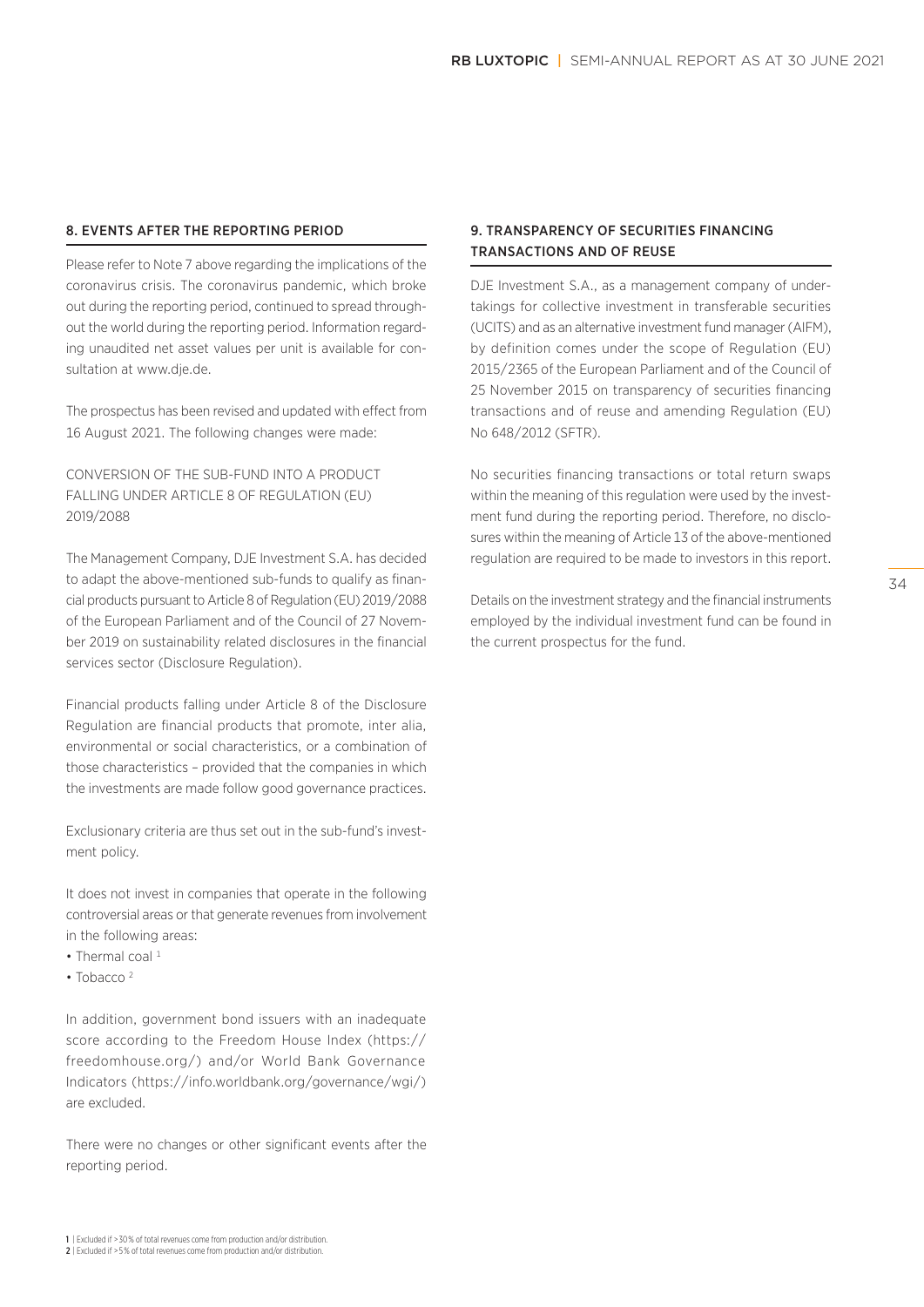## 8. EVENTS AFTER THE REPORTING PERIOD

Please refer to Note 7 above regarding the implications of the coronavirus crisis. The coronavirus pandemic, which broke out during the reporting period, continued to spread throughout the world during the reporting period. Information regarding unaudited net asset values per unit is available for consultation at www.dje.de.

The prospectus has been revised and updated with effect from 16 August 2021. The following changes were made:

CONVERSION OF THE SUB-FUND INTO A PRODUCT FALLING UNDER ARTICLE 8 OF REGULATION (EU) 2019/2088

The Management Company, DJE Investment S.A. has decided to adapt the above-mentioned sub-funds to qualify as financial products pursuant to Article 8 of Regulation (EU) 2019/2088 of the European Parliament and of the Council of 27 November 2019 on sustainability related disclosures in the financial services sector (Disclosure Regulation).

Financial products falling under Article 8 of the Disclosure Regulation are financial products that promote, inter alia, environmental or social characteristics, or a combination of those characteristics – provided that the companies in which the investments are made follow good governance practices.

Exclusionary criteria are thus set out in the sub-fund's investment policy.

It does not invest in companies that operate in the following controversial areas or that generate revenues from involvement in the following areas:

- Thermal coal [1]
- Tobacco [2]

In addition, government bond issuers with an inadequate score according to the Freedom House Index (https://freedomhouse.org/) and/or World Bank Governance Indicators (https://info.worldbank.org/governance/wgi/) are excluded.

There were no changes or other significant events after the reporting period.

## 9. TRANSPARENCY OF SECURITIES FINANCING TRANSACTIONS AND OF REUSE

DJE Investment S.A., as a management company of undertakings for collective investment in transferable securities (UCITS) and as an alternative investment fund manager (AIFM), by definition comes under the scope of Regulation (EU) 2015/2365 of the European Parliament and of the Council of 25 November 2015 on transparency of securities financing transactions and of reuse and amending Regulation (EU) No 648/2012 (SFTR).

No securities financing transactions or total return swaps within the meaning of this regulation were used by the investment fund during the reporting period. Therefore, no disclosures within the meaning of Article 13 of the above-mentioned regulation are required to be made to investors in this report.

Details on the investment strategy and the financial instruments employed by the individual investment fund can be found in the current prospectus for the fund.

[1] | Excluded if >30% of total revenues come from production and/or distribution.
[2] | Excluded if >5% of total revenues come from production and/or distribution.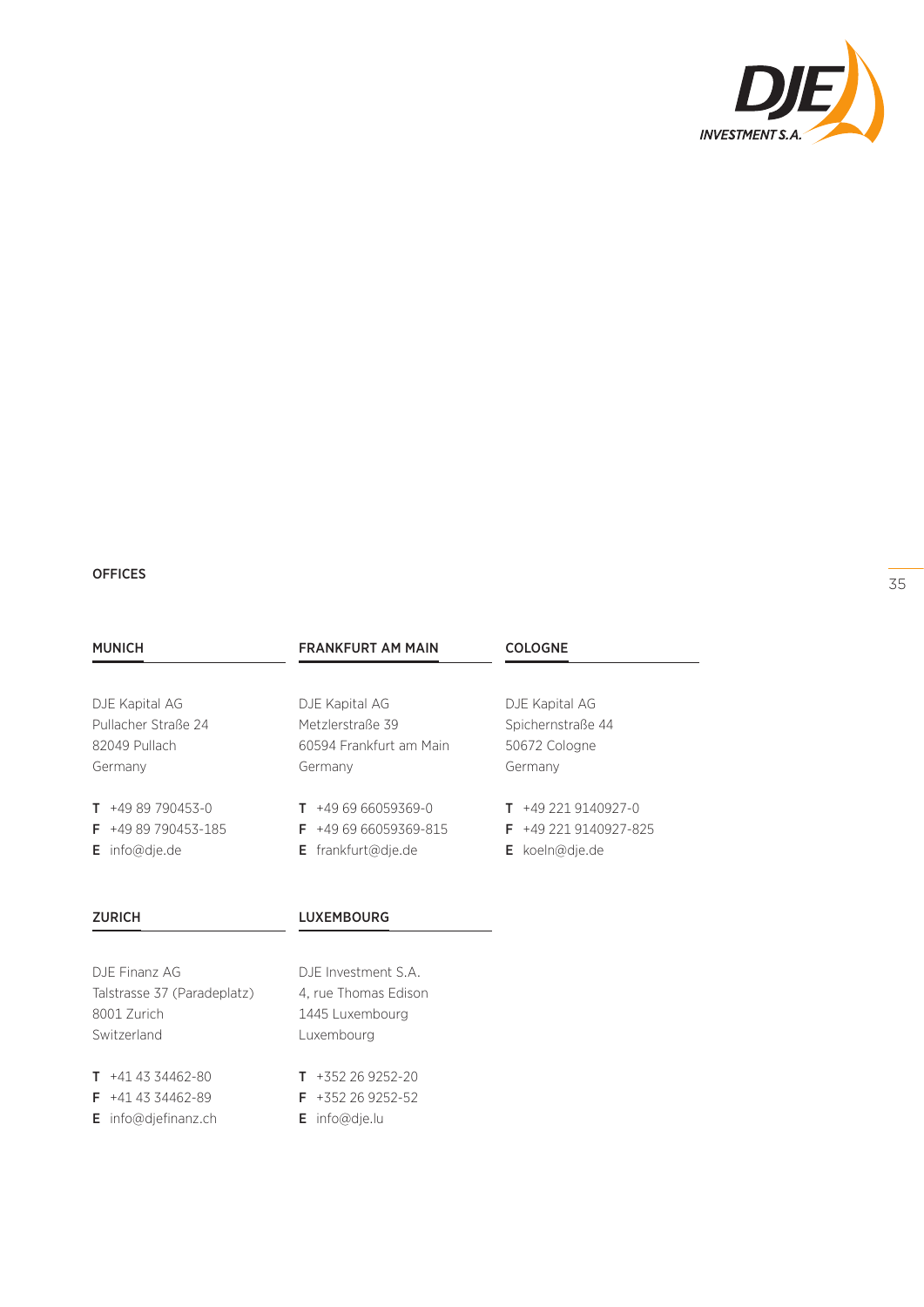## OFFICES

### MUNICH

DJE Kapital AG
Pullacher Straße 24
82049 Pullach
Germany

**T** +49 89 790453-0
**F** +49 89 790453-185
**E** info@dje.de

### FRANKFURT AM MAIN

DJE Kapital AG
Metzlerstraße 39
60594 Frankfurt am Main
Germany

**T** +49 69 66059369-0
**F** +49 69 66059369-815
**E** frankfurt@dje.de

### COLOGNE

DJE Kapital AG
Spichernstraße 44
50672 Cologne
Germany

**T** +49 221 9140927-0
**F** +49 221 9140927-825
**E** koeln@dje.de

### ZURICH

DJE Finanz AG
Talstrasse 37 (Paradeplatz)
8001 Zurich
Switzerland

**T** +41 43 34462-80
**F** +41 43 34462-89
**E** info@djefinanz.ch

### LUXEMBOURG

DJE Investment S.A.
4, rue Thomas Edison
1445 Luxembourg
Luxembourg

**T** +352 26 9252-20
**F** +352 26 9252-52
**E** info@dje.lu